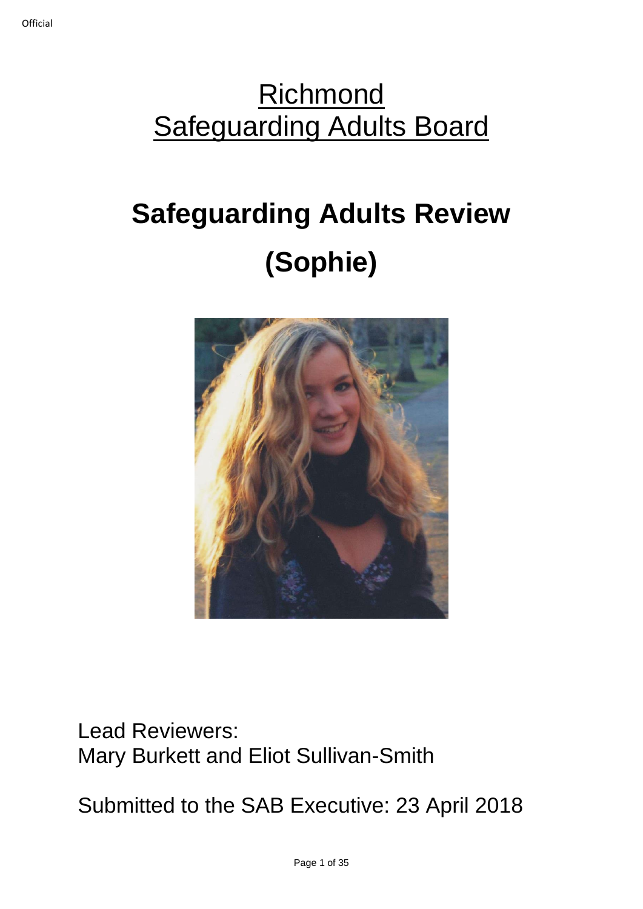# Richmond Safeguarding Adults Board

# Safeguarding Adults Review

# (Sophie)

Lead Reviewers:
Mary Burkett and Eliot Sullivan-Smith

Submitted to the SAB Executive: 23 April 2018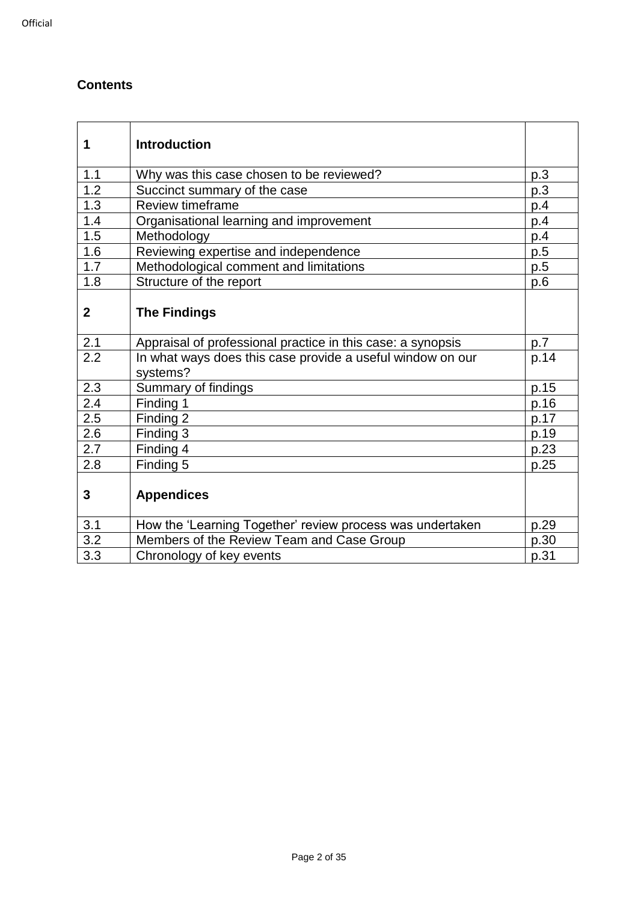## Contents

| 1 | **Introduction** | |
|---|---|---|
| 1.1 | Why was this case chosen to be reviewed? | p.3 |
| 1.2 | Succinct summary of the case | p.3 |
| 1.3 | Review timeframe | p.4 |
| 1.4 | Organisational learning and improvement | p.4 |
| 1.5 | Methodology | p.4 |
| 1.6 | Reviewing expertise and independence | p.5 |
| 1.7 | Methodological comment and limitations | p.5 |
| 1.8 | Structure of the report | p.6 |
| **2** | **The Findings** | |
| 2.1 | Appraisal of professional practice in this case: a synopsis | p.7 |
| 2.2 | In what ways does this case provide a useful window on our systems? | p.14 |
| 2.3 | Summary of findings | p.15 |
| 2.4 | Finding 1 | p.16 |
| 2.5 | Finding 2 | p.17 |
| 2.6 | Finding 3 | p.19 |
| 2.7 | Finding 4 | p.23 |
| 2.8 | Finding 5 | p.25 |
| **3** | **Appendices** | |
| 3.1 | How the 'Learning Together' review process was undertaken | p.29 |
| 3.2 | Members of the Review Team and Case Group | p.30 |
| 3.3 | Chronology of key events | p.31 |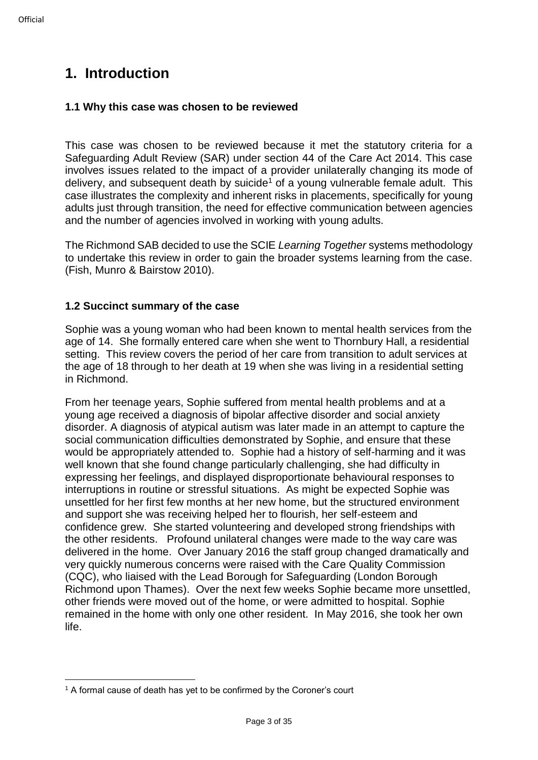# 1. Introduction

## 1.1 Why this case was chosen to be reviewed

This case was chosen to be reviewed because it met the statutory criteria for a Safeguarding Adult Review (SAR) under section 44 of the Care Act 2014. This case involves issues related to the impact of a provider unilaterally changing its mode of delivery, and subsequent death by suicide[1] of a young vulnerable female adult. This case illustrates the complexity and inherent risks in placements, specifically for young adults just through transition, the need for effective communication between agencies and the number of agencies involved in working with young adults.

The Richmond SAB decided to use the SCIE *Learning Together* systems methodology to undertake this review in order to gain the broader systems learning from the case. (Fish, Munro & Bairstow 2010).

## 1.2 Succinct summary of the case

Sophie was a young woman who had been known to mental health services from the age of 14. She formally entered care when she went to Thornbury Hall, a residential setting. This review covers the period of her care from transition to adult services at the age of 18 through to her death at 19 when she was living in a residential setting in Richmond.

From her teenage years, Sophie suffered from mental health problems and at a young age received a diagnosis of bipolar affective disorder and social anxiety disorder. A diagnosis of atypical autism was later made in an attempt to capture the social communication difficulties demonstrated by Sophie, and ensure that these would be appropriately attended to. Sophie had a history of self-harming and it was well known that she found change particularly challenging, she had difficulty in expressing her feelings, and displayed disproportionate behavioural responses to interruptions in routine or stressful situations. As might be expected Sophie was unsettled for her first few months at her new home, but the structured environment and support she was receiving helped her to flourish, her self-esteem and confidence grew. She started volunteering and developed strong friendships with the other residents. Profound unilateral changes were made to the way care was delivered in the home. Over January 2016 the staff group changed dramatically and very quickly numerous concerns were raised with the Care Quality Commission (CQC), who liaised with the Lead Borough for Safeguarding (London Borough Richmond upon Thames). Over the next few weeks Sophie became more unsettled, other friends were moved out of the home, or were admitted to hospital. Sophie remained in the home with only one other resident. In May 2016, she took her own life.

[1] A formal cause of death has yet to be confirmed by the Coroner's court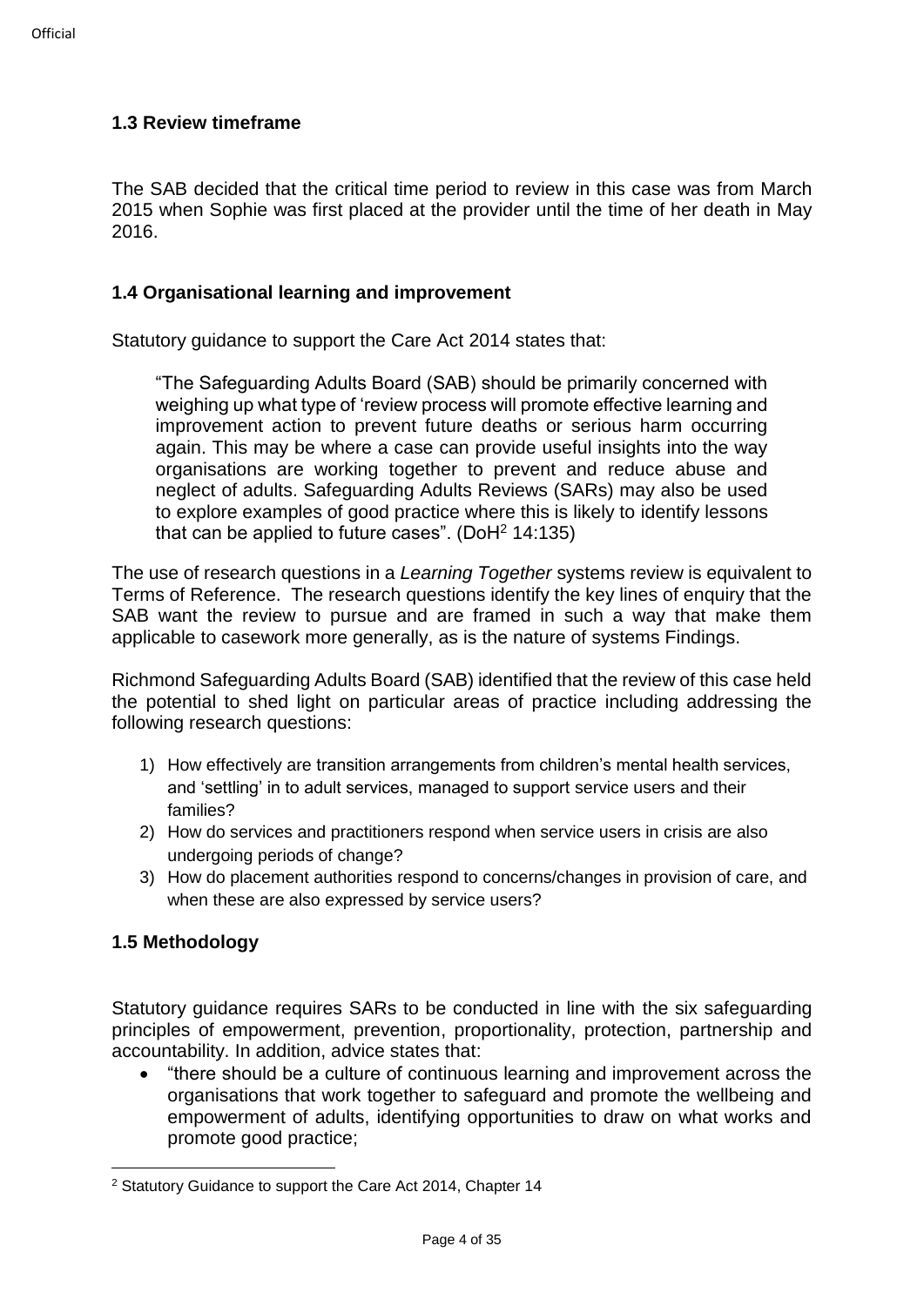### 1.3 Review timeframe

The SAB decided that the critical time period to review in this case was from March 2015 when Sophie was first placed at the provider until the time of her death in May 2016.

### 1.4 Organisational learning and improvement

Statutory guidance to support the Care Act 2014 states that:

> "The Safeguarding Adults Board (SAB) should be primarily concerned with weighing up what type of 'review process will promote effective learning and improvement action to prevent future deaths or serious harm occurring again. This may be where a case can provide useful insights into the way organisations are working together to prevent and reduce abuse and neglect of adults. Safeguarding Adults Reviews (SARs) may also be used to explore examples of good practice where this is likely to identify lessons that can be applied to future cases". (DoH[2] 14:135)

The use of research questions in a *Learning Together* systems review is equivalent to Terms of Reference. The research questions identify the key lines of enquiry that the SAB want the review to pursue and are framed in such a way that make them applicable to casework more generally, as is the nature of systems Findings.

Richmond Safeguarding Adults Board (SAB) identified that the review of this case held the potential to shed light on particular areas of practice including addressing the following research questions:

1) How effectively are transition arrangements from children's mental health services, and 'settling' in to adult services, managed to support service users and their families?
2) How do services and practitioners respond when service users in crisis are also undergoing periods of change?
3) How do placement authorities respond to concerns/changes in provision of care, and when these are also expressed by service users?

### 1.5 Methodology

Statutory guidance requires SARs to be conducted in line with the six safeguarding principles of empowerment, prevention, proportionality, protection, partnership and accountability. In addition, advice states that:

- "there should be a culture of continuous learning and improvement across the organisations that work together to safeguard and promote the wellbeing and empowerment of adults, identifying opportunities to draw on what works and promote good practice;

[2] Statutory Guidance to support the Care Act 2014, Chapter 14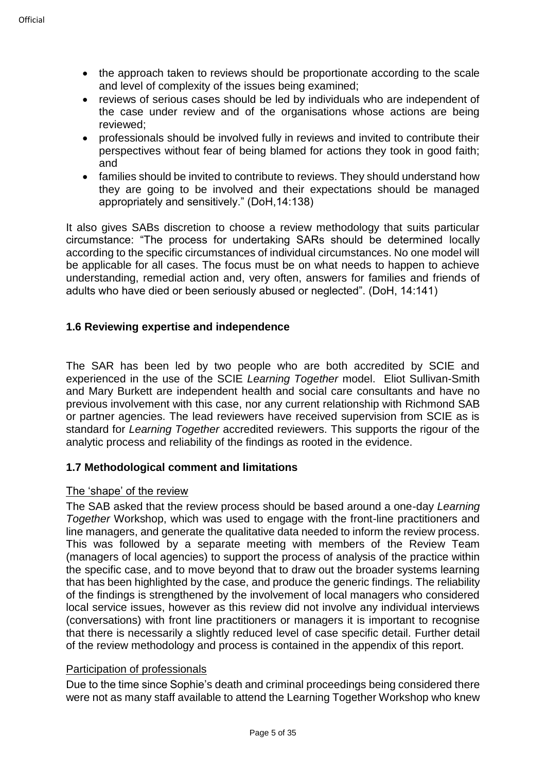- the approach taken to reviews should be proportionate according to the scale and level of complexity of the issues being examined;
- reviews of serious cases should be led by individuals who are independent of the case under review and of the organisations whose actions are being reviewed;
- professionals should be involved fully in reviews and invited to contribute their perspectives without fear of being blamed for actions they took in good faith; and
- families should be invited to contribute to reviews. They should understand how they are going to be involved and their expectations should be managed appropriately and sensitively." (DoH,14:138)

It also gives SABs discretion to choose a review methodology that suits particular circumstance: "The process for undertaking SARs should be determined locally according to the specific circumstances of individual circumstances. No one model will be applicable for all cases. The focus must be on what needs to happen to achieve understanding, remedial action and, very often, answers for families and friends of adults who have died or been seriously abused or neglected". (DoH, 14:141)

### 1.6 Reviewing expertise and independence

The SAR has been led by two people who are both accredited by SCIE and experienced in the use of the SCIE *Learning Together* model. Eliot Sullivan-Smith and Mary Burkett are independent health and social care consultants and have no previous involvement with this case, nor any current relationship with Richmond SAB or partner agencies. The lead reviewers have received supervision from SCIE as is standard for *Learning Together* accredited reviewers. This supports the rigour of the analytic process and reliability of the findings as rooted in the evidence.

### 1.7 Methodological comment and limitations

The 'shape' of the review

The SAB asked that the review process should be based around a one-day *Learning Together* Workshop, which was used to engage with the front-line practitioners and line managers, and generate the qualitative data needed to inform the review process. This was followed by a separate meeting with members of the Review Team (managers of local agencies) to support the process of analysis of the practice within the specific case, and to move beyond that to draw out the broader systems learning that has been highlighted by the case, and produce the generic findings. The reliability of the findings is strengthened by the involvement of local managers who considered local service issues, however as this review did not involve any individual interviews (conversations) with front line practitioners or managers it is important to recognise that there is necessarily a slightly reduced level of case specific detail. Further detail of the review methodology and process is contained in the appendix of this report.

Participation of professionals

Due to the time since Sophie's death and criminal proceedings being considered there were not as many staff available to attend the Learning Together Workshop who knew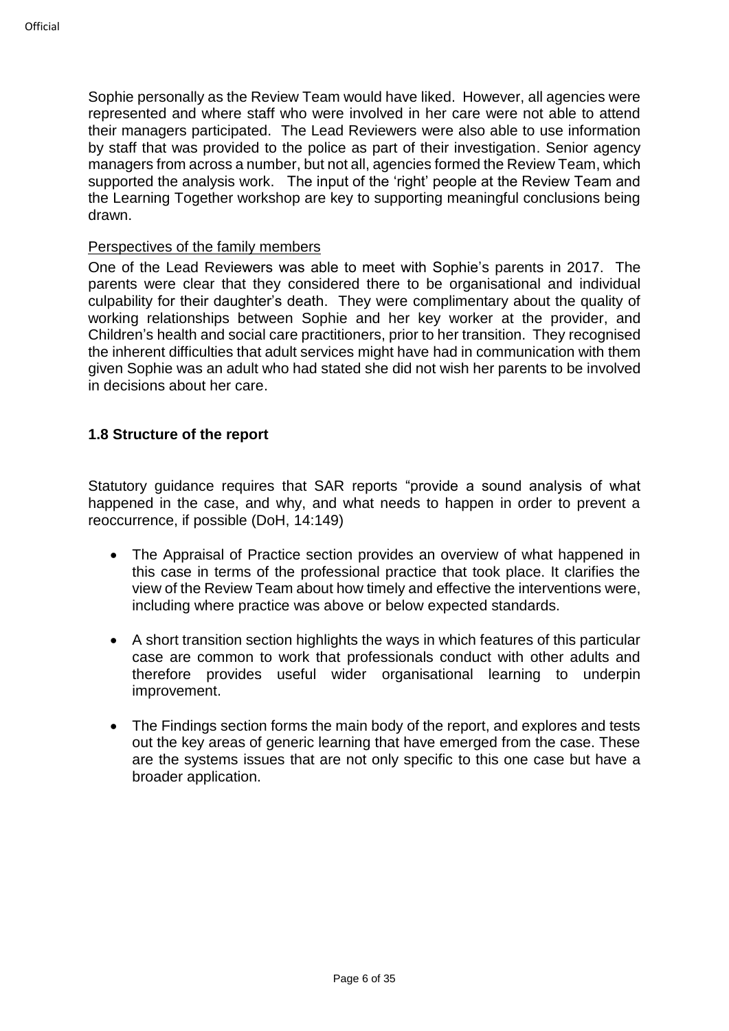Sophie personally as the Review Team would have liked. However, all agencies were represented and where staff who were involved in her care were not able to attend their managers participated. The Lead Reviewers were also able to use information by staff that was provided to the police as part of their investigation. Senior agency managers from across a number, but not all, agencies formed the Review Team, which supported the analysis work. The input of the 'right' people at the Review Team and the Learning Together workshop are key to supporting meaningful conclusions being drawn.

Perspectives of the family members

One of the Lead Reviewers was able to meet with Sophie's parents in 2017. The parents were clear that they considered there to be organisational and individual culpability for their daughter's death. They were complimentary about the quality of working relationships between Sophie and her key worker at the provider, and Children's health and social care practitioners, prior to her transition. They recognised the inherent difficulties that adult services might have had in communication with them given Sophie was an adult who had stated she did not wish her parents to be involved in decisions about her care.

### 1.8 Structure of the report

Statutory guidance requires that SAR reports "provide a sound analysis of what happened in the case, and why, and what needs to happen in order to prevent a reoccurrence, if possible (DoH, 14:149)

- The Appraisal of Practice section provides an overview of what happened in this case in terms of the professional practice that took place. It clarifies the view of the Review Team about how timely and effective the interventions were, including where practice was above or below expected standards.

- A short transition section highlights the ways in which features of this particular case are common to work that professionals conduct with other adults and therefore provides useful wider organisational learning to underpin improvement.

- The Findings section forms the main body of the report, and explores and tests out the key areas of generic learning that have emerged from the case. These are the systems issues that are not only specific to this one case but have a broader application.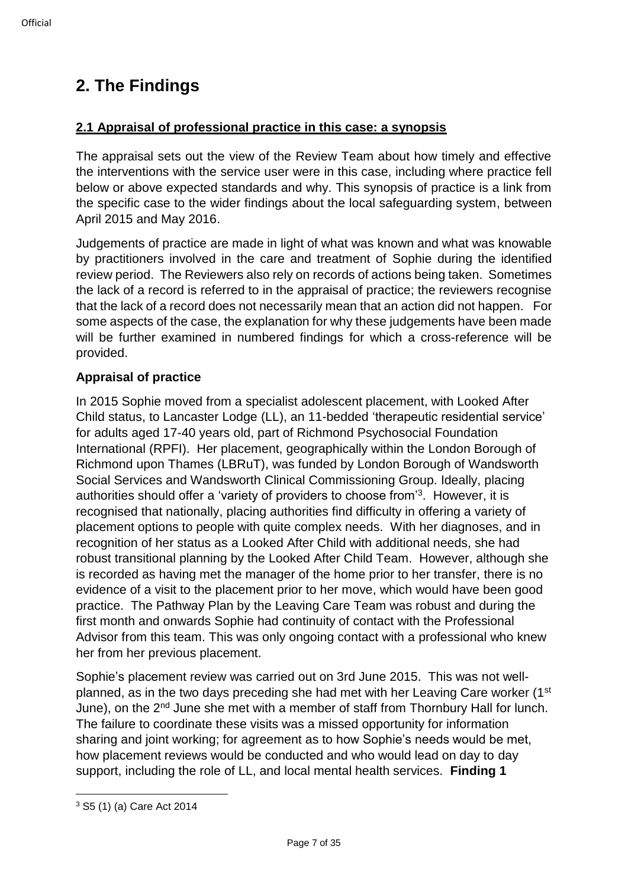## 2. The Findings

### 2.1 Appraisal of professional practice in this case: a synopsis

The appraisal sets out the view of the Review Team about how timely and effective the interventions with the service user were in this case, including where practice fell below or above expected standards and why. This synopsis of practice is a link from the specific case to the wider findings about the local safeguarding system, between April 2015 and May 2016.

Judgements of practice are made in light of what was known and what was knowable by practitioners involved in the care and treatment of Sophie during the identified review period. The Reviewers also rely on records of actions being taken. Sometimes the lack of a record is referred to in the appraisal of practice; the reviewers recognise that the lack of a record does not necessarily mean that an action did not happen. For some aspects of the case, the explanation for why these judgements have been made will be further examined in numbered findings for which a cross-reference will be provided.

**Appraisal of practice**

In 2015 Sophie moved from a specialist adolescent placement, with Looked After Child status, to Lancaster Lodge (LL), an 11-bedded 'therapeutic residential service' for adults aged 17-40 years old, part of Richmond Psychosocial Foundation International (RPFI). Her placement, geographically within the London Borough of Richmond upon Thames (LBRuT), was funded by London Borough of Wandsworth Social Services and Wandsworth Clinical Commissioning Group. Ideally, placing authorities should offer a 'variety of providers to choose from'[3]. However, it is recognised that nationally, placing authorities find difficulty in offering a variety of placement options to people with quite complex needs. With her diagnoses, and in recognition of her status as a Looked After Child with additional needs, she had robust transitional planning by the Looked After Child Team. However, although she is recorded as having met the manager of the home prior to her transfer, there is no evidence of a visit to the placement prior to her move, which would have been good practice. The Pathway Plan by the Leaving Care Team was robust and during the first month and onwards Sophie had continuity of contact with the Professional Advisor from this team. This was only ongoing contact with a professional who knew her from her previous placement.

Sophie's placement review was carried out on 3rd June 2015. This was not well-planned, as in the two days preceding she had met with her Leaving Care worker (1st June), on the 2nd June she met with a member of staff from Thornbury Hall for lunch. The failure to coordinate these visits was a missed opportunity for information sharing and joint working; for agreement as to how Sophie's needs would be met, how placement reviews would be conducted and who would lead on day to day support, including the role of LL, and local mental health services. **Finding 1**

---

[3] S5 (1) (a) Care Act 2014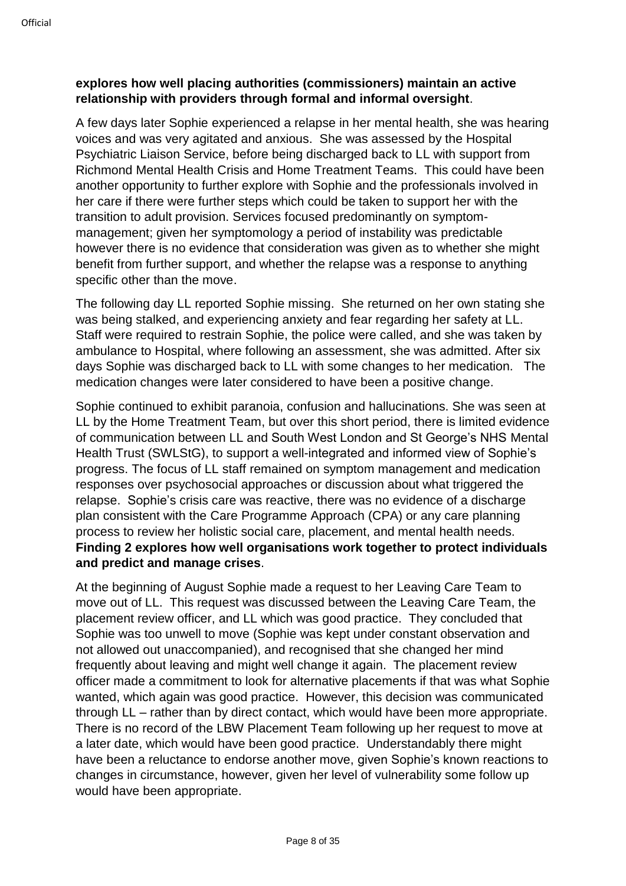**explores how well placing authorities (commissioners) maintain an active relationship with providers through formal and informal oversight**.

A few days later Sophie experienced a relapse in her mental health, she was hearing voices and was very agitated and anxious. She was assessed by the Hospital Psychiatric Liaison Service, before being discharged back to LL with support from Richmond Mental Health Crisis and Home Treatment Teams. This could have been another opportunity to further explore with Sophie and the professionals involved in her care if there were further steps which could be taken to support her with the transition to adult provision. Services focused predominantly on symptom-management; given her symptomology a period of instability was predictable however there is no evidence that consideration was given as to whether she might benefit from further support, and whether the relapse was a response to anything specific other than the move.

The following day LL reported Sophie missing. She returned on her own stating she was being stalked, and experiencing anxiety and fear regarding her safety at LL. Staff were required to restrain Sophie, the police were called, and she was taken by ambulance to Hospital, where following an assessment, she was admitted. After six days Sophie was discharged back to LL with some changes to her medication. The medication changes were later considered to have been a positive change.

Sophie continued to exhibit paranoia, confusion and hallucinations. She was seen at LL by the Home Treatment Team, but over this short period, there is limited evidence of communication between LL and South West London and St George's NHS Mental Health Trust (SWLStG), to support a well-integrated and informed view of Sophie's progress. The focus of LL staff remained on symptom management and medication responses over psychosocial approaches or discussion about what triggered the relapse. Sophie's crisis care was reactive, there was no evidence of a discharge plan consistent with the Care Programme Approach (CPA) or any care planning process to review her holistic social care, placement, and mental health needs. **Finding 2 explores how well organisations work together to protect individuals and predict and manage crises**.

At the beginning of August Sophie made a request to her Leaving Care Team to move out of LL. This request was discussed between the Leaving Care Team, the placement review officer, and LL which was good practice. They concluded that Sophie was too unwell to move (Sophie was kept under constant observation and not allowed out unaccompanied), and recognised that she changed her mind frequently about leaving and might well change it again. The placement review officer made a commitment to look for alternative placements if that was what Sophie wanted, which again was good practice. However, this decision was communicated through LL – rather than by direct contact, which would have been more appropriate. There is no record of the LBW Placement Team following up her request to move at a later date, which would have been good practice. Understandably there might have been a reluctance to endorse another move, given Sophie's known reactions to changes in circumstance, however, given her level of vulnerability some follow up would have been appropriate.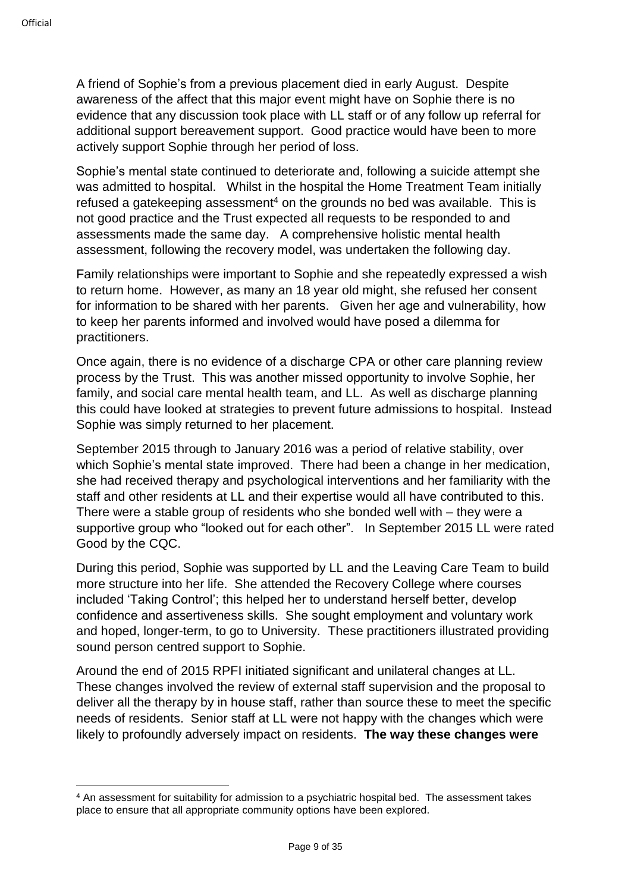A friend of Sophie's from a previous placement died in early August. Despite awareness of the affect that this major event might have on Sophie there is no evidence that any discussion took place with LL staff or of any follow up referral for additional support bereavement support. Good practice would have been to more actively support Sophie through her period of loss.

Sophie's mental state continued to deteriorate and, following a suicide attempt she was admitted to hospital. Whilst in the hospital the Home Treatment Team initially refused a gatekeeping assessment[4] on the grounds no bed was available. This is not good practice and the Trust expected all requests to be responded to and assessments made the same day. A comprehensive holistic mental health assessment, following the recovery model, was undertaken the following day.

Family relationships were important to Sophie and she repeatedly expressed a wish to return home. However, as many an 18 year old might, she refused her consent for information to be shared with her parents. Given her age and vulnerability, how to keep her parents informed and involved would have posed a dilemma for practitioners.

Once again, there is no evidence of a discharge CPA or other care planning review process by the Trust. This was another missed opportunity to involve Sophie, her family, and social care mental health team, and LL. As well as discharge planning this could have looked at strategies to prevent future admissions to hospital. Instead Sophie was simply returned to her placement.

September 2015 through to January 2016 was a period of relative stability, over which Sophie's mental state improved. There had been a change in her medication, she had received therapy and psychological interventions and her familiarity with the staff and other residents at LL and their expertise would all have contributed to this. There were a stable group of residents who she bonded well with – they were a supportive group who "looked out for each other". In September 2015 LL were rated Good by the CQC.

During this period, Sophie was supported by LL and the Leaving Care Team to build more structure into her life. She attended the Recovery College where courses included 'Taking Control'; this helped her to understand herself better, develop confidence and assertiveness skills. She sought employment and voluntary work and hoped, longer-term, to go to University. These practitioners illustrated providing sound person centred support to Sophie.

Around the end of 2015 RPFI initiated significant and unilateral changes at LL. These changes involved the review of external staff supervision and the proposal to deliver all the therapy by in house staff, rather than source these to meet the specific needs of residents. Senior staff at LL were not happy with the changes which were likely to profoundly adversely impact on residents. **The way these changes were**

[4] An assessment for suitability for admission to a psychiatric hospital bed. The assessment takes place to ensure that all appropriate community options have been explored.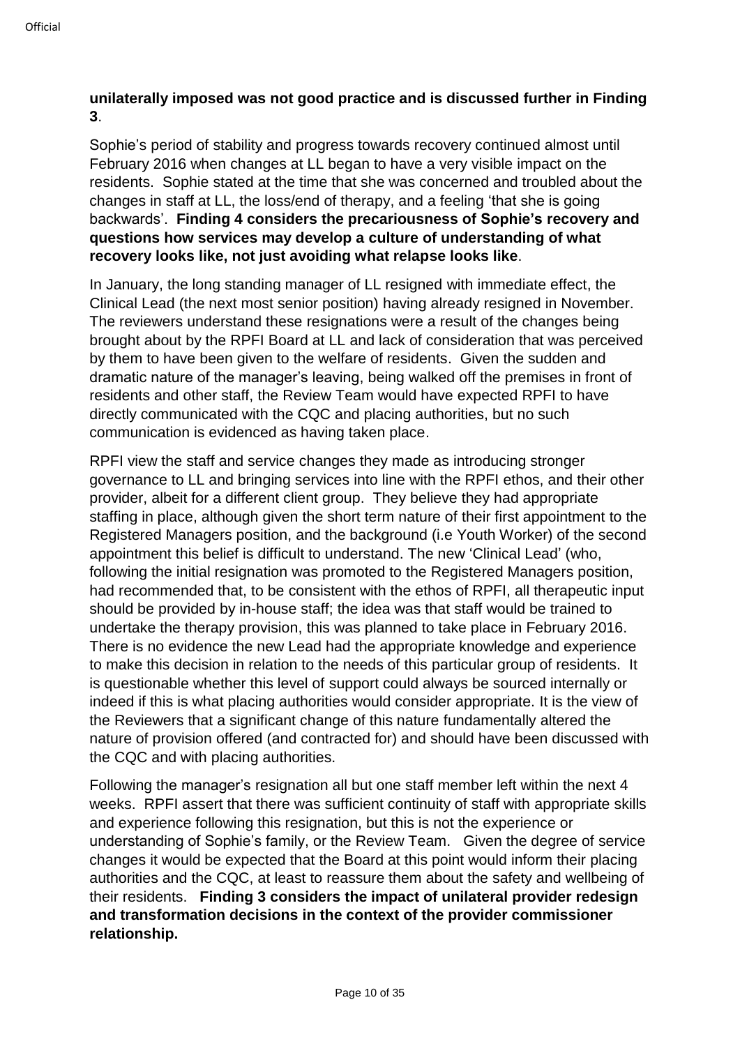**unilaterally imposed was not good practice and is discussed further in Finding 3**.

Sophie's period of stability and progress towards recovery continued almost until February 2016 when changes at LL began to have a very visible impact on the residents. Sophie stated at the time that she was concerned and troubled about the changes in staff at LL, the loss/end of therapy, and a feeling 'that she is going backwards'. **Finding 4 considers the precariousness of Sophie's recovery and questions how services may develop a culture of understanding of what recovery looks like, not just avoiding what relapse looks like**.

In January, the long standing manager of LL resigned with immediate effect, the Clinical Lead (the next most senior position) having already resigned in November. The reviewers understand these resignations were a result of the changes being brought about by the RPFI Board at LL and lack of consideration that was perceived by them to have been given to the welfare of residents. Given the sudden and dramatic nature of the manager's leaving, being walked off the premises in front of residents and other staff, the Review Team would have expected RPFI to have directly communicated with the CQC and placing authorities, but no such communication is evidenced as having taken place.

RPFI view the staff and service changes they made as introducing stronger governance to LL and bringing services into line with the RPFI ethos, and their other provider, albeit for a different client group. They believe they had appropriate staffing in place, although given the short term nature of their first appointment to the Registered Managers position, and the background (i.e Youth Worker) of the second appointment this belief is difficult to understand. The new 'Clinical Lead' (who, following the initial resignation was promoted to the Registered Managers position, had recommended that, to be consistent with the ethos of RPFI, all therapeutic input should be provided by in-house staff; the idea was that staff would be trained to undertake the therapy provision, this was planned to take place in February 2016. There is no evidence the new Lead had the appropriate knowledge and experience to make this decision in relation to the needs of this particular group of residents. It is questionable whether this level of support could always be sourced internally or indeed if this is what placing authorities would consider appropriate. It is the view of the Reviewers that a significant change of this nature fundamentally altered the nature of provision offered (and contracted for) and should have been discussed with the CQC and with placing authorities.

Following the manager's resignation all but one staff member left within the next 4 weeks. RPFI assert that there was sufficient continuity of staff with appropriate skills and experience following this resignation, but this is not the experience or understanding of Sophie's family, or the Review Team. Given the degree of service changes it would be expected that the Board at this point would inform their placing authorities and the CQC, at least to reassure them about the safety and wellbeing of their residents. **Finding 3 considers the impact of unilateral provider redesign and transformation decisions in the context of the provider commissioner relationship.**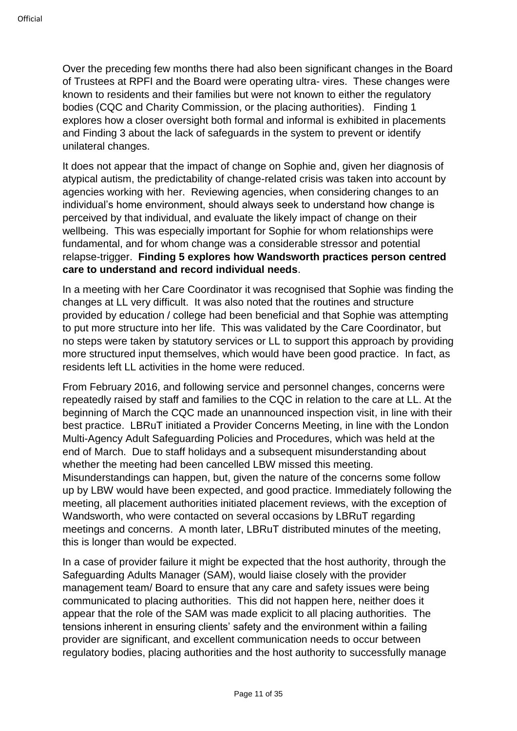Over the preceding few months there had also been significant changes in the Board of Trustees at RPFI and the Board were operating ultra- vires. These changes were known to residents and their families but were not known to either the regulatory bodies (CQC and Charity Commission, or the placing authorities). Finding 1 explores how a closer oversight both formal and informal is exhibited in placements and Finding 3 about the lack of safeguards in the system to prevent or identify unilateral changes.

It does not appear that the impact of change on Sophie and, given her diagnosis of atypical autism, the predictability of change-related crisis was taken into account by agencies working with her. Reviewing agencies, when considering changes to an individual's home environment, should always seek to understand how change is perceived by that individual, and evaluate the likely impact of change on their wellbeing. This was especially important for Sophie for whom relationships were fundamental, and for whom change was a considerable stressor and potential relapse-trigger. **Finding 5 explores how Wandsworth practices person centred care to understand and record individual needs**.

In a meeting with her Care Coordinator it was recognised that Sophie was finding the changes at LL very difficult. It was also noted that the routines and structure provided by education / college had been beneficial and that Sophie was attempting to put more structure into her life. This was validated by the Care Coordinator, but no steps were taken by statutory services or LL to support this approach by providing more structured input themselves, which would have been good practice. In fact, as residents left LL activities in the home were reduced.

From February 2016, and following service and personnel changes, concerns were repeatedly raised by staff and families to the CQC in relation to the care at LL. At the beginning of March the CQC made an unannounced inspection visit, in line with their best practice. LBRuT initiated a Provider Concerns Meeting, in line with the London Multi-Agency Adult Safeguarding Policies and Procedures, which was held at the end of March. Due to staff holidays and a subsequent misunderstanding about whether the meeting had been cancelled LBW missed this meeting. Misunderstandings can happen, but, given the nature of the concerns some follow up by LBW would have been expected, and good practice. Immediately following the meeting, all placement authorities initiated placement reviews, with the exception of Wandsworth, who were contacted on several occasions by LBRuT regarding meetings and concerns. A month later, LBRuT distributed minutes of the meeting, this is longer than would be expected.

In a case of provider failure it might be expected that the host authority, through the Safeguarding Adults Manager (SAM), would liaise closely with the provider management team/ Board to ensure that any care and safety issues were being communicated to placing authorities. This did not happen here, neither does it appear that the role of the SAM was made explicit to all placing authorities. The tensions inherent in ensuring clients' safety and the environment within a failing provider are significant, and excellent communication needs to occur between regulatory bodies, placing authorities and the host authority to successfully manage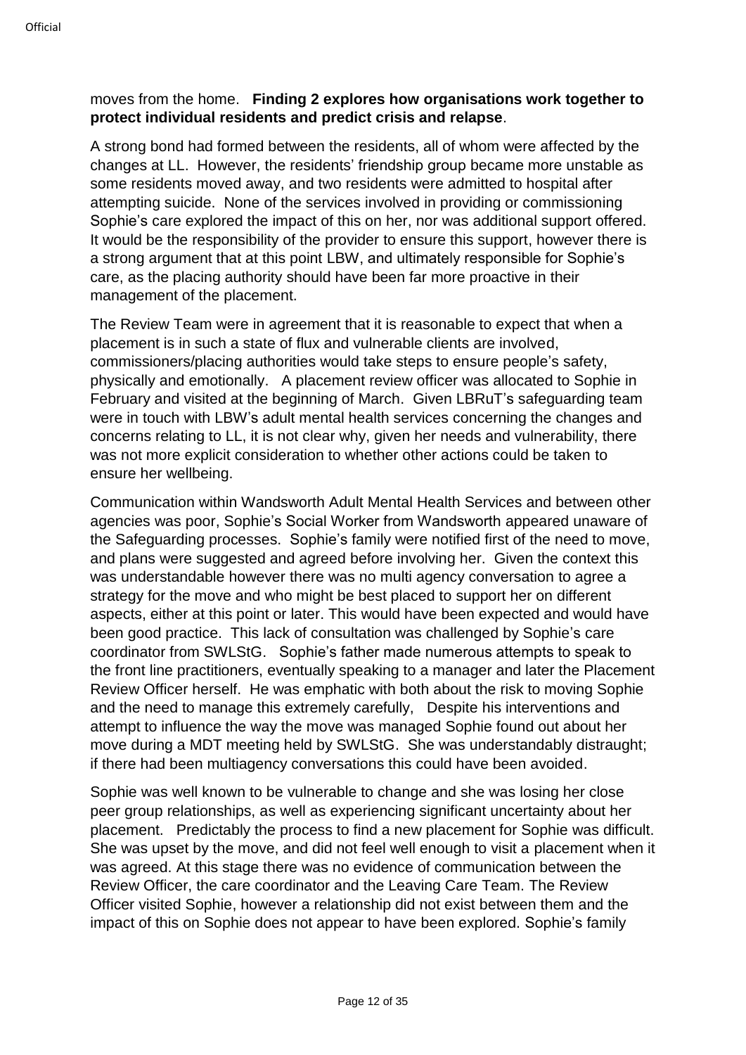moves from the home. **Finding 2 explores how organisations work together to protect individual residents and predict crisis and relapse**.

A strong bond had formed between the residents, all of whom were affected by the changes at LL. However, the residents' friendship group became more unstable as some residents moved away, and two residents were admitted to hospital after attempting suicide. None of the services involved in providing or commissioning Sophie's care explored the impact of this on her, nor was additional support offered. It would be the responsibility of the provider to ensure this support, however there is a strong argument that at this point LBW, and ultimately responsible for Sophie's care, as the placing authority should have been far more proactive in their management of the placement.

The Review Team were in agreement that it is reasonable to expect that when a placement is in such a state of flux and vulnerable clients are involved, commissioners/placing authorities would take steps to ensure people's safety, physically and emotionally. A placement review officer was allocated to Sophie in February and visited at the beginning of March. Given LBRuT's safeguarding team were in touch with LBW's adult mental health services concerning the changes and concerns relating to LL, it is not clear why, given her needs and vulnerability, there was not more explicit consideration to whether other actions could be taken to ensure her wellbeing.

Communication within Wandsworth Adult Mental Health Services and between other agencies was poor, Sophie's Social Worker from Wandsworth appeared unaware of the Safeguarding processes. Sophie's family were notified first of the need to move, and plans were suggested and agreed before involving her. Given the context this was understandable however there was no multi agency conversation to agree a strategy for the move and who might be best placed to support her on different aspects, either at this point or later. This would have been expected and would have been good practice. This lack of consultation was challenged by Sophie's care coordinator from SWLStG. Sophie's father made numerous attempts to speak to the front line practitioners, eventually speaking to a manager and later the Placement Review Officer herself. He was emphatic with both about the risk to moving Sophie and the need to manage this extremely carefully, Despite his interventions and attempt to influence the way the move was managed Sophie found out about her move during a MDT meeting held by SWLStG. She was understandably distraught; if there had been multiagency conversations this could have been avoided.

Sophie was well known to be vulnerable to change and she was losing her close peer group relationships, as well as experiencing significant uncertainty about her placement. Predictably the process to find a new placement for Sophie was difficult. She was upset by the move, and did not feel well enough to visit a placement when it was agreed. At this stage there was no evidence of communication between the Review Officer, the care coordinator and the Leaving Care Team. The Review Officer visited Sophie, however a relationship did not exist between them and the impact of this on Sophie does not appear to have been explored. Sophie's family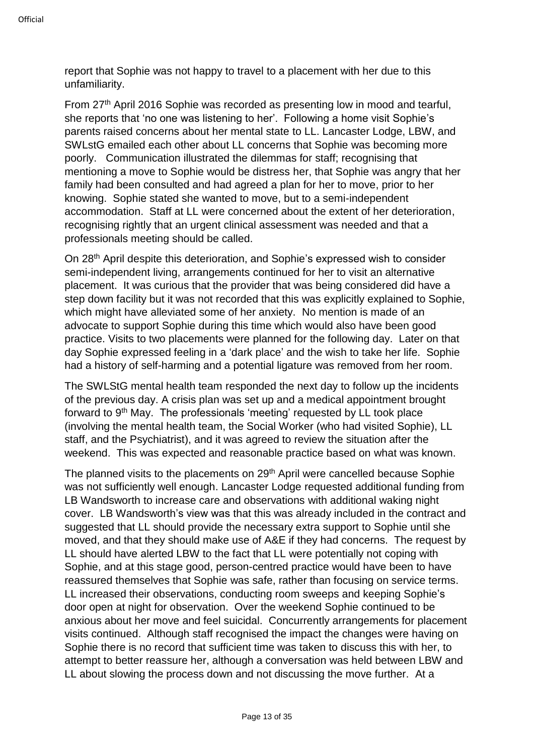report that Sophie was not happy to travel to a placement with her due to this unfamiliarity.

From 27th April 2016 Sophie was recorded as presenting low in mood and tearful, she reports that 'no one was listening to her'. Following a home visit Sophie's parents raised concerns about her mental state to LL. Lancaster Lodge, LBW, and SWLstG emailed each other about LL concerns that Sophie was becoming more poorly. Communication illustrated the dilemmas for staff; recognising that mentioning a move to Sophie would be distress her, that Sophie was angry that her family had been consulted and had agreed a plan for her to move, prior to her knowing. Sophie stated she wanted to move, but to a semi-independent accommodation. Staff at LL were concerned about the extent of her deterioration, recognising rightly that an urgent clinical assessment was needed and that a professionals meeting should be called.

On 28th April despite this deterioration, and Sophie's expressed wish to consider semi-independent living, arrangements continued for her to visit an alternative placement. It was curious that the provider that was being considered did have a step down facility but it was not recorded that this was explicitly explained to Sophie, which might have alleviated some of her anxiety. No mention is made of an advocate to support Sophie during this time which would also have been good practice. Visits to two placements were planned for the following day. Later on that day Sophie expressed feeling in a 'dark place' and the wish to take her life. Sophie had a history of self-harming and a potential ligature was removed from her room.

The SWLStG mental health team responded the next day to follow up the incidents of the previous day. A crisis plan was set up and a medical appointment brought forward to 9th May. The professionals 'meeting' requested by LL took place (involving the mental health team, the Social Worker (who had visited Sophie), LL staff, and the Psychiatrist), and it was agreed to review the situation after the weekend. This was expected and reasonable practice based on what was known.

The planned visits to the placements on 29th April were cancelled because Sophie was not sufficiently well enough. Lancaster Lodge requested additional funding from LB Wandsworth to increase care and observations with additional waking night cover. LB Wandsworth's view was that this was already included in the contract and suggested that LL should provide the necessary extra support to Sophie until she moved, and that they should make use of A&E if they had concerns. The request by LL should have alerted LBW to the fact that LL were potentially not coping with Sophie, and at this stage good, person-centred practice would have been to have reassured themselves that Sophie was safe, rather than focusing on service terms. LL increased their observations, conducting room sweeps and keeping Sophie's door open at night for observation. Over the weekend Sophie continued to be anxious about her move and feel suicidal. Concurrently arrangements for placement visits continued. Although staff recognised the impact the changes were having on Sophie there is no record that sufficient time was taken to discuss this with her, to attempt to better reassure her, although a conversation was held between LBW and LL about slowing the process down and not discussing the move further. At a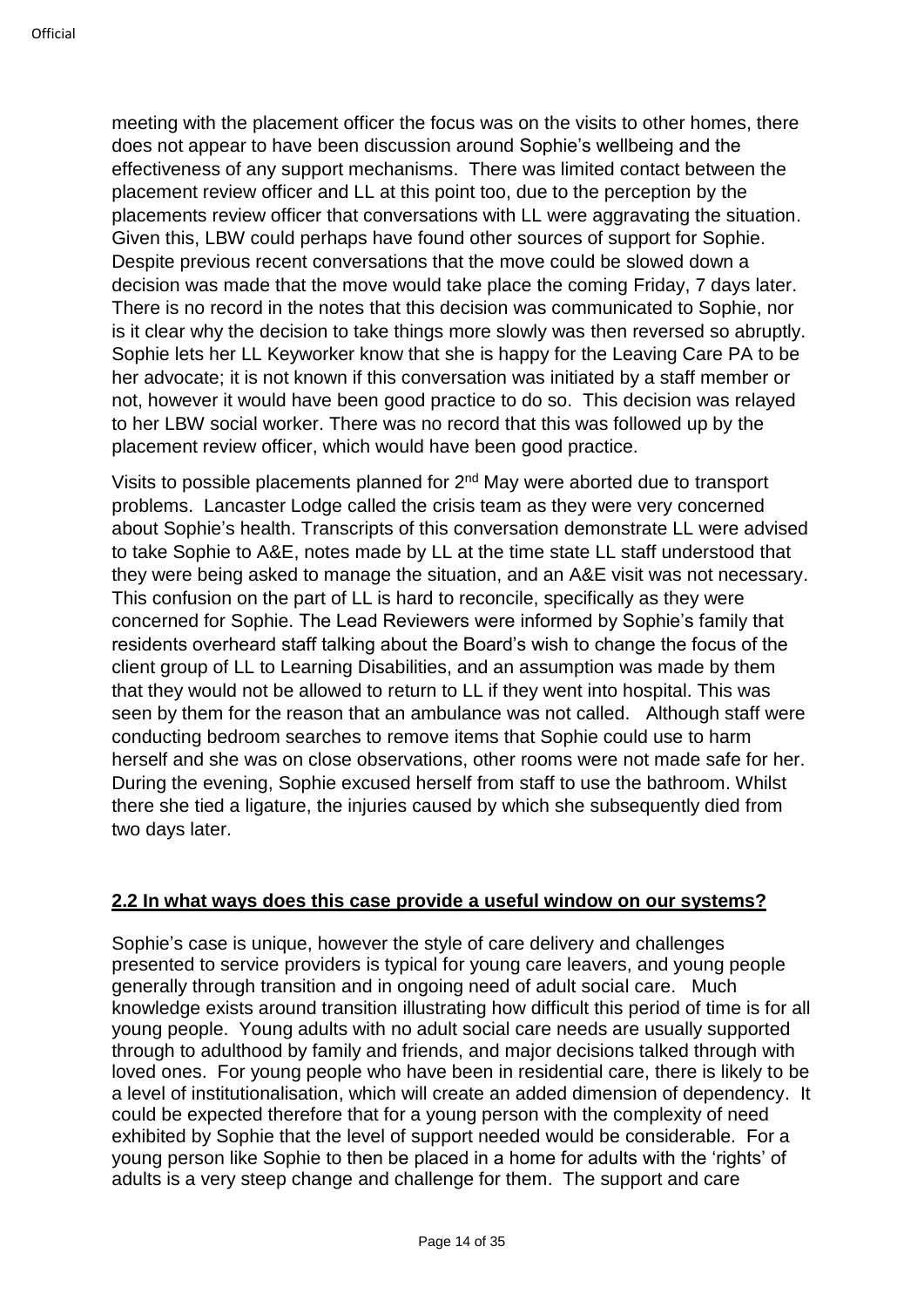meeting with the placement officer the focus was on the visits to other homes, there does not appear to have been discussion around Sophie's wellbeing and the effectiveness of any support mechanisms. There was limited contact between the placement review officer and LL at this point too, due to the perception by the placements review officer that conversations with LL were aggravating the situation. Given this, LBW could perhaps have found other sources of support for Sophie. Despite previous recent conversations that the move could be slowed down a decision was made that the move would take place the coming Friday, 7 days later. There is no record in the notes that this decision was communicated to Sophie, nor is it clear why the decision to take things more slowly was then reversed so abruptly. Sophie lets her LL Keyworker know that she is happy for the Leaving Care PA to be her advocate; it is not known if this conversation was initiated by a staff member or not, however it would have been good practice to do so. This decision was relayed to her LBW social worker. There was no record that this was followed up by the placement review officer, which would have been good practice.

Visits to possible placements planned for 2nd May were aborted due to transport problems. Lancaster Lodge called the crisis team as they were very concerned about Sophie's health. Transcripts of this conversation demonstrate LL were advised to take Sophie to A&E, notes made by LL at the time state LL staff understood that they were being asked to manage the situation, and an A&E visit was not necessary. This confusion on the part of LL is hard to reconcile, specifically as they were concerned for Sophie. The Lead Reviewers were informed by Sophie's family that residents overheard staff talking about the Board's wish to change the focus of the client group of LL to Learning Disabilities, and an assumption was made by them that they would not be allowed to return to LL if they went into hospital. This was seen by them for the reason that an ambulance was not called. Although staff were conducting bedroom searches to remove items that Sophie could use to harm herself and she was on close observations, other rooms were not made safe for her. During the evening, Sophie excused herself from staff to use the bathroom. Whilst there she tied a ligature, the injuries caused by which she subsequently died from two days later.

## 2.2 In what ways does this case provide a useful window on our systems?

Sophie's case is unique, however the style of care delivery and challenges presented to service providers is typical for young care leavers, and young people generally through transition and in ongoing need of adult social care. Much knowledge exists around transition illustrating how difficult this period of time is for all young people. Young adults with no adult social care needs are usually supported through to adulthood by family and friends, and major decisions talked through with loved ones. For young people who have been in residential care, there is likely to be a level of institutionalisation, which will create an added dimension of dependency. It could be expected therefore that for a young person with the complexity of need exhibited by Sophie that the level of support needed would be considerable. For a young person like Sophie to then be placed in a home for adults with the 'rights' of adults is a very steep change and challenge for them. The support and care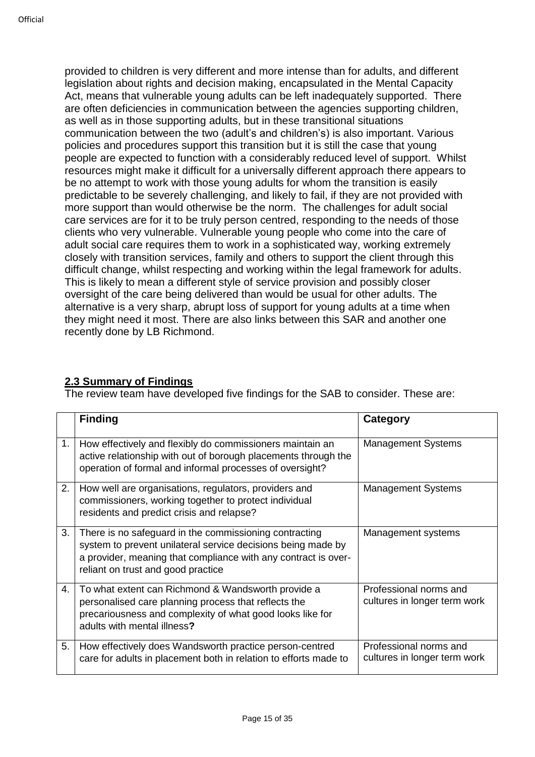provided to children is very different and more intense than for adults, and different legislation about rights and decision making, encapsulated in the Mental Capacity Act, means that vulnerable young adults can be left inadequately supported. There are often deficiencies in communication between the agencies supporting children, as well as in those supporting adults, but in these transitional situations communication between the two (adult's and children's) is also important. Various policies and procedures support this transition but it is still the case that young people are expected to function with a considerably reduced level of support. Whilst resources might make it difficult for a universally different approach there appears to be no attempt to work with those young adults for whom the transition is easily predictable to be severely challenging, and likely to fail, if they are not provided with more support than would otherwise be the norm. The challenges for adult social care services are for it to be truly person centred, responding to the needs of those clients who very vulnerable. Vulnerable young people who come into the care of adult social care requires them to work in a sophisticated way, working extremely closely with transition services, family and others to support the client through this difficult change, whilst respecting and working within the legal framework for adults. This is likely to mean a different style of service provision and possibly closer oversight of the care being delivered than would be usual for other adults. The alternative is a very sharp, abrupt loss of support for young adults at a time when they might need it most. There are also links between this SAR and another one recently done by LB Richmond.

## 2.3 Summary of Findings

The review team have developed five findings for the SAB to consider. These are:

| | Finding | Category |
|---|---|---|
| 1. | How effectively and flexibly do commissioners maintain an active relationship with out of borough placements through the operation of formal and informal processes of oversight? | Management Systems |
| 2. | How well are organisations, regulators, providers and commissioners, working together to protect individual residents and predict crisis and relapse? | Management Systems |
| 3. | There is no safeguard in the commissioning contracting system to prevent unilateral service decisions being made by a provider, meaning that compliance with any contract is over-reliant on trust and good practice | Management systems |
| 4. | To what extent can Richmond & Wandsworth provide a personalised care planning process that reflects the precariousness and complexity of what good looks like for adults with mental illness**?** | Professional norms and cultures in longer term work |
| 5. | How effectively does Wandsworth practice person-centred care for adults in placement both in relation to efforts made to | Professional norms and cultures in longer term work |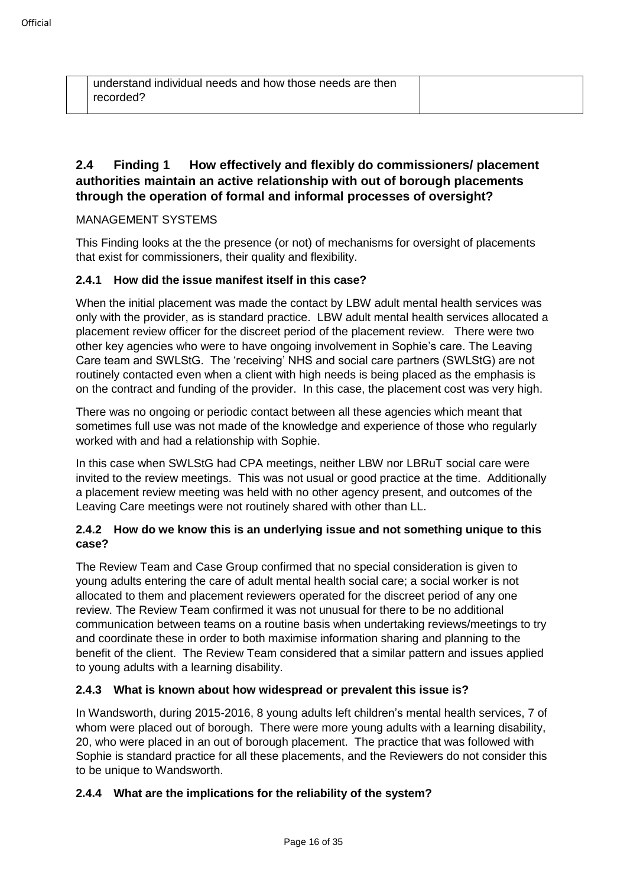| | understand individual needs and how those needs are then recorded? | |
|---|---|---|

## 2.4 Finding 1 How effectively and flexibly do commissioners/ placement authorities maintain an active relationship with out of borough placements through the operation of formal and informal processes of oversight?

MANAGEMENT SYSTEMS

This Finding looks at the the presence (or not) of mechanisms for oversight of placements that exist for commissioners, their quality and flexibility.

### 2.4.1 How did the issue manifest itself in this case?

When the initial placement was made the contact by LBW adult mental health services was only with the provider, as is standard practice. LBW adult mental health services allocated a placement review officer for the discreet period of the placement review. There were two other key agencies who were to have ongoing involvement in Sophie's care. The Leaving Care team and SWLStG. The 'receiving' NHS and social care partners (SWLStG) are not routinely contacted even when a client with high needs is being placed as the emphasis is on the contract and funding of the provider. In this case, the placement cost was very high.

There was no ongoing or periodic contact between all these agencies which meant that sometimes full use was not made of the knowledge and experience of those who regularly worked with and had a relationship with Sophie.

In this case when SWLStG had CPA meetings, neither LBW nor LBRuT social care were invited to the review meetings. This was not usual or good practice at the time. Additionally a placement review meeting was held with no other agency present, and outcomes of the Leaving Care meetings were not routinely shared with other than LL.

### 2.4.2 How do we know this is an underlying issue and not something unique to this case?

The Review Team and Case Group confirmed that no special consideration is given to young adults entering the care of adult mental health social care; a social worker is not allocated to them and placement reviewers operated for the discreet period of any one review. The Review Team confirmed it was not unusual for there to be no additional communication between teams on a routine basis when undertaking reviews/meetings to try and coordinate these in order to both maximise information sharing and planning to the benefit of the client. The Review Team considered that a similar pattern and issues applied to young adults with a learning disability.

### 2.4.3 What is known about how widespread or prevalent this issue is?

In Wandsworth, during 2015-2016, 8 young adults left children's mental health services, 7 of whom were placed out of borough. There were more young adults with a learning disability, 20, who were placed in an out of borough placement. The practice that was followed with Sophie is standard practice for all these placements, and the Reviewers do not consider this to be unique to Wandsworth.

### 2.4.4 What are the implications for the reliability of the system?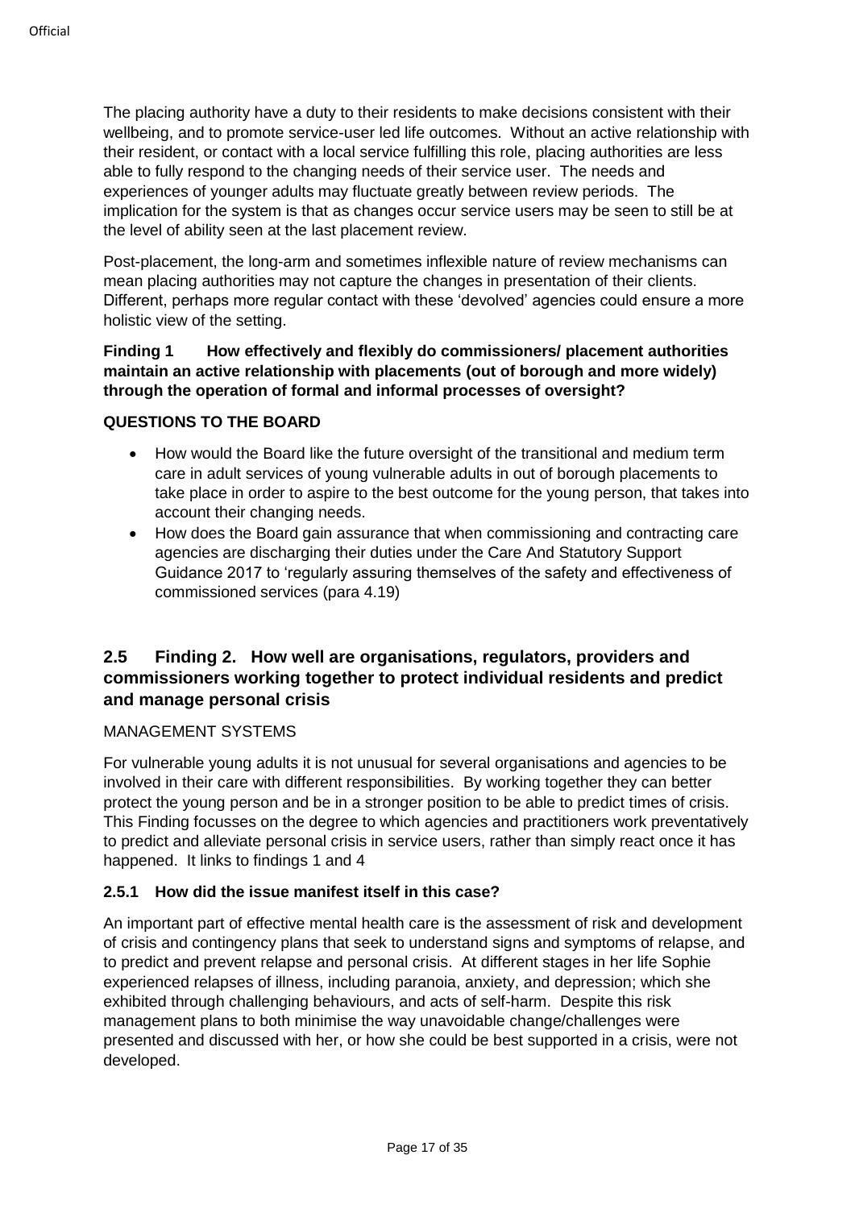The placing authority have a duty to their residents to make decisions consistent with their wellbeing, and to promote service-user led life outcomes. Without an active relationship with their resident, or contact with a local service fulfilling this role, placing authorities are less able to fully respond to the changing needs of their service user. The needs and experiences of younger adults may fluctuate greatly between review periods. The implication for the system is that as changes occur service users may be seen to still be at the level of ability seen at the last placement review.

Post-placement, the long-arm and sometimes inflexible nature of review mechanisms can mean placing authorities may not capture the changes in presentation of their clients. Different, perhaps more regular contact with these 'devolved' agencies could ensure a more holistic view of the setting.

**Finding 1 How effectively and flexibly do commissioners/ placement authorities maintain an active relationship with placements (out of borough and more widely) through the operation of formal and informal processes of oversight?**

**QUESTIONS TO THE BOARD**

- How would the Board like the future oversight of the transitional and medium term care in adult services of young vulnerable adults in out of borough placements to take place in order to aspire to the best outcome for the young person, that takes into account their changing needs.
- How does the Board gain assurance that when commissioning and contracting care agencies are discharging their duties under the Care And Statutory Support Guidance 2017 to 'regularly assuring themselves of the safety and effectiveness of commissioned services (para 4.19)

## 2.5 Finding 2. How well are organisations, regulators, providers and commissioners working together to protect individual residents and predict and manage personal crisis

MANAGEMENT SYSTEMS

For vulnerable young adults it is not unusual for several organisations and agencies to be involved in their care with different responsibilities. By working together they can better protect the young person and be in a stronger position to be able to predict times of crisis. This Finding focusses on the degree to which agencies and practitioners work preventatively to predict and alleviate personal crisis in service users, rather than simply react once it has happened. It links to findings 1 and 4

### 2.5.1 How did the issue manifest itself in this case?

An important part of effective mental health care is the assessment of risk and development of crisis and contingency plans that seek to understand signs and symptoms of relapse, and to predict and prevent relapse and personal crisis. At different stages in her life Sophie experienced relapses of illness, including paranoia, anxiety, and depression; which she exhibited through challenging behaviours, and acts of self-harm. Despite this risk management plans to both minimise the way unavoidable change/challenges were presented and discussed with her, or how she could be best supported in a crisis, were not developed.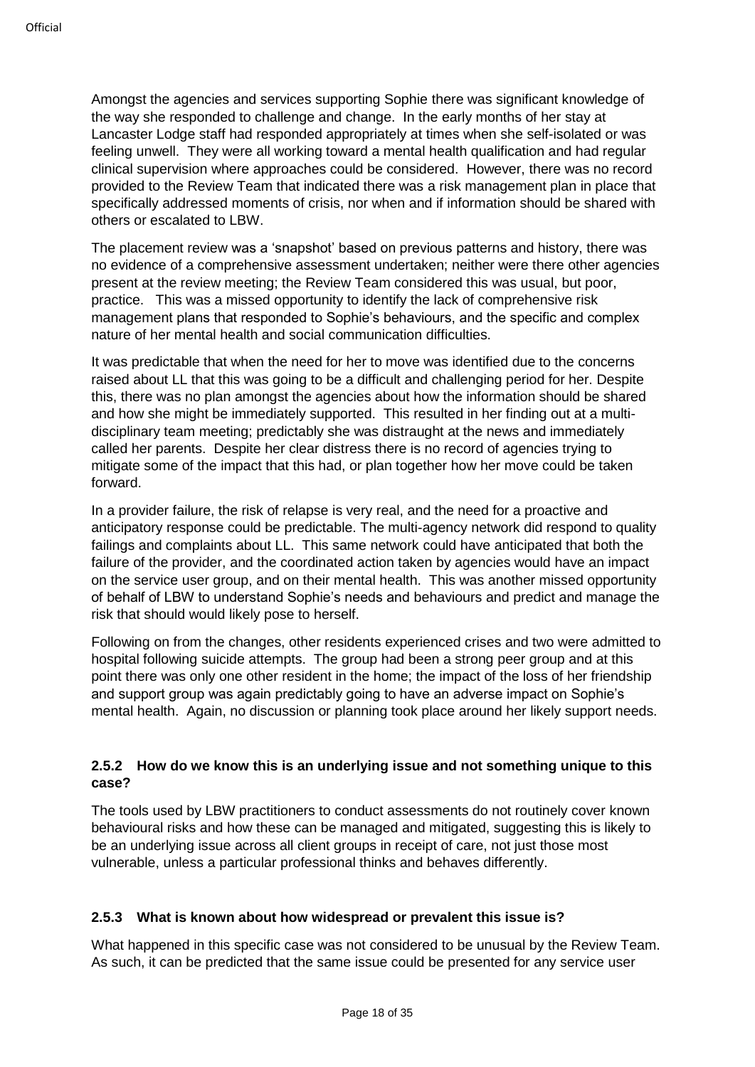Amongst the agencies and services supporting Sophie there was significant knowledge of the way she responded to challenge and change. In the early months of her stay at Lancaster Lodge staff had responded appropriately at times when she self-isolated or was feeling unwell. They were all working toward a mental health qualification and had regular clinical supervision where approaches could be considered. However, there was no record provided to the Review Team that indicated there was a risk management plan in place that specifically addressed moments of crisis, nor when and if information should be shared with others or escalated to LBW.

The placement review was a 'snapshot' based on previous patterns and history, there was no evidence of a comprehensive assessment undertaken; neither were there other agencies present at the review meeting; the Review Team considered this was usual, but poor, practice. This was a missed opportunity to identify the lack of comprehensive risk management plans that responded to Sophie's behaviours, and the specific and complex nature of her mental health and social communication difficulties.

It was predictable that when the need for her to move was identified due to the concerns raised about LL that this was going to be a difficult and challenging period for her. Despite this, there was no plan amongst the agencies about how the information should be shared and how she might be immediately supported. This resulted in her finding out at a multi-disciplinary team meeting; predictably she was distraught at the news and immediately called her parents. Despite her clear distress there is no record of agencies trying to mitigate some of the impact that this had, or plan together how her move could be taken forward.

In a provider failure, the risk of relapse is very real, and the need for a proactive and anticipatory response could be predictable. The multi-agency network did respond to quality failings and complaints about LL. This same network could have anticipated that both the failure of the provider, and the coordinated action taken by agencies would have an impact on the service user group, and on their mental health. This was another missed opportunity of behalf of LBW to understand Sophie's needs and behaviours and predict and manage the risk that should would likely pose to herself.

Following on from the changes, other residents experienced crises and two were admitted to hospital following suicide attempts. The group had been a strong peer group and at this point there was only one other resident in the home; the impact of the loss of her friendship and support group was again predictably going to have an adverse impact on Sophie's mental health. Again, no discussion or planning took place around her likely support needs.

### 2.5.2 How do we know this is an underlying issue and not something unique to this case?

The tools used by LBW practitioners to conduct assessments do not routinely cover known behavioural risks and how these can be managed and mitigated, suggesting this is likely to be an underlying issue across all client groups in receipt of care, not just those most vulnerable, unless a particular professional thinks and behaves differently.

### 2.5.3 What is known about how widespread or prevalent this issue is?

What happened in this specific case was not considered to be unusual by the Review Team. As such, it can be predicted that the same issue could be presented for any service user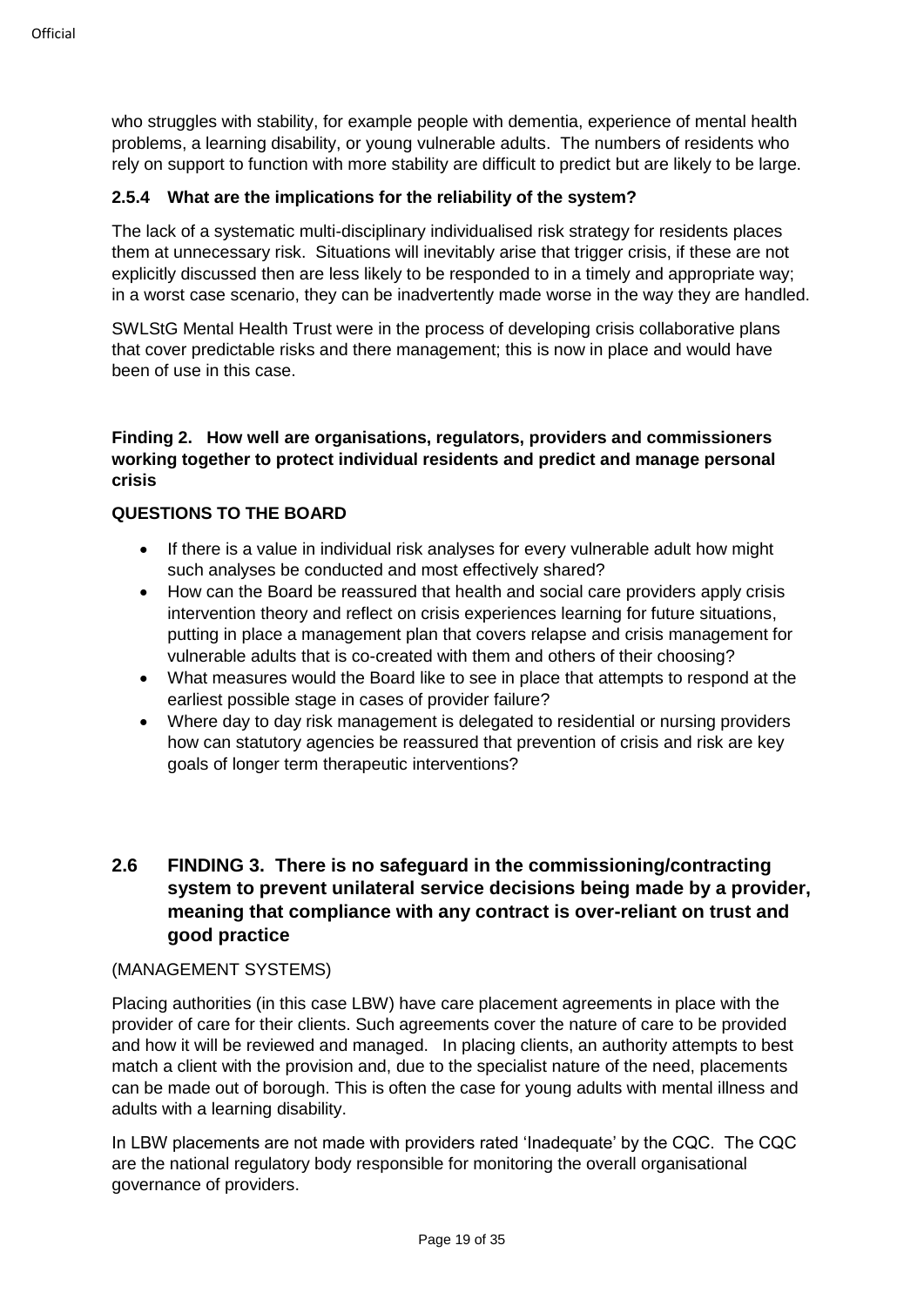who struggles with stability, for example people with dementia, experience of mental health problems, a learning disability, or young vulnerable adults. The numbers of residents who rely on support to function with more stability are difficult to predict but are likely to be large.

### 2.5.4 What are the implications for the reliability of the system?

The lack of a systematic multi-disciplinary individualised risk strategy for residents places them at unnecessary risk. Situations will inevitably arise that trigger crisis, if these are not explicitly discussed then are less likely to be responded to in a timely and appropriate way; in a worst case scenario, they can be inadvertently made worse in the way they are handled.

SWLStG Mental Health Trust were in the process of developing crisis collaborative plans that cover predictable risks and there management; this is now in place and would have been of use in this case.

**Finding 2. How well are organisations, regulators, providers and commissioners working together to protect individual residents and predict and manage personal crisis**

**QUESTIONS TO THE BOARD**

- If there is a value in individual risk analyses for every vulnerable adult how might such analyses be conducted and most effectively shared?
- How can the Board be reassured that health and social care providers apply crisis intervention theory and reflect on crisis experiences learning for future situations, putting in place a management plan that covers relapse and crisis management for vulnerable adults that is co-created with them and others of their choosing?
- What measures would the Board like to see in place that attempts to respond at the earliest possible stage in cases of provider failure?
- Where day to day risk management is delegated to residential or nursing providers how can statutory agencies be reassured that prevention of crisis and risk are key goals of longer term therapeutic interventions?

## 2.6 FINDING 3. There is no safeguard in the commissioning/contracting system to prevent unilateral service decisions being made by a provider, meaning that compliance with any contract is over-reliant on trust and good practice

(MANAGEMENT SYSTEMS)

Placing authorities (in this case LBW) have care placement agreements in place with the provider of care for their clients. Such agreements cover the nature of care to be provided and how it will be reviewed and managed. In placing clients, an authority attempts to best match a client with the provision and, due to the specialist nature of the need, placements can be made out of borough. This is often the case for young adults with mental illness and adults with a learning disability.

In LBW placements are not made with providers rated 'Inadequate' by the CQC. The CQC are the national regulatory body responsible for monitoring the overall organisational governance of providers.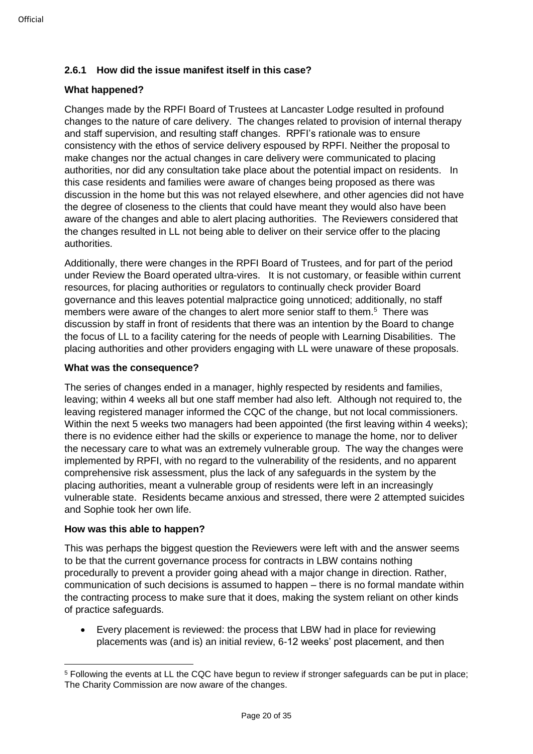### 2.6.1 How did the issue manifest itself in this case?

**What happened?**

Changes made by the RPFI Board of Trustees at Lancaster Lodge resulted in profound changes to the nature of care delivery. The changes related to provision of internal therapy and staff supervision, and resulting staff changes. RPFI's rationale was to ensure consistency with the ethos of service delivery espoused by RPFI. Neither the proposal to make changes nor the actual changes in care delivery were communicated to placing authorities, nor did any consultation take place about the potential impact on residents. In this case residents and families were aware of changes being proposed as there was discussion in the home but this was not relayed elsewhere, and other agencies did not have the degree of closeness to the clients that could have meant they would also have been aware of the changes and able to alert placing authorities. The Reviewers considered that the changes resulted in LL not being able to deliver on their service offer to the placing authorities.

Additionally, there were changes in the RPFI Board of Trustees, and for part of the period under Review the Board operated ultra-vires. It is not customary, or feasible within current resources, for placing authorities or regulators to continually check provider Board governance and this leaves potential malpractice going unnoticed; additionally, no staff members were aware of the changes to alert more senior staff to them.[5] There was discussion by staff in front of residents that there was an intention by the Board to change the focus of LL to a facility catering for the needs of people with Learning Disabilities. The placing authorities and other providers engaging with LL were unaware of these proposals.

**What was the consequence?**

The series of changes ended in a manager, highly respected by residents and families, leaving; within 4 weeks all but one staff member had also left. Although not required to, the leaving registered manager informed the CQC of the change, but not local commissioners. Within the next 5 weeks two managers had been appointed (the first leaving within 4 weeks); there is no evidence either had the skills or experience to manage the home, nor to deliver the necessary care to what was an extremely vulnerable group. The way the changes were implemented by RPFI, with no regard to the vulnerability of the residents, and no apparent comprehensive risk assessment, plus the lack of any safeguards in the system by the placing authorities, meant a vulnerable group of residents were left in an increasingly vulnerable state. Residents became anxious and stressed, there were 2 attempted suicides and Sophie took her own life.

**How was this able to happen?**

This was perhaps the biggest question the Reviewers were left with and the answer seems to be that the current governance process for contracts in LBW contains nothing procedurally to prevent a provider going ahead with a major change in direction. Rather, communication of such decisions is assumed to happen – there is no formal mandate within the contracting process to make sure that it does, making the system reliant on other kinds of practice safeguards.

- Every placement is reviewed: the process that LBW had in place for reviewing placements was (and is) an initial review, 6-12 weeks' post placement, and then

---

[5] Following the events at LL the CQC have begun to review if stronger safeguards can be put in place; The Charity Commission are now aware of the changes.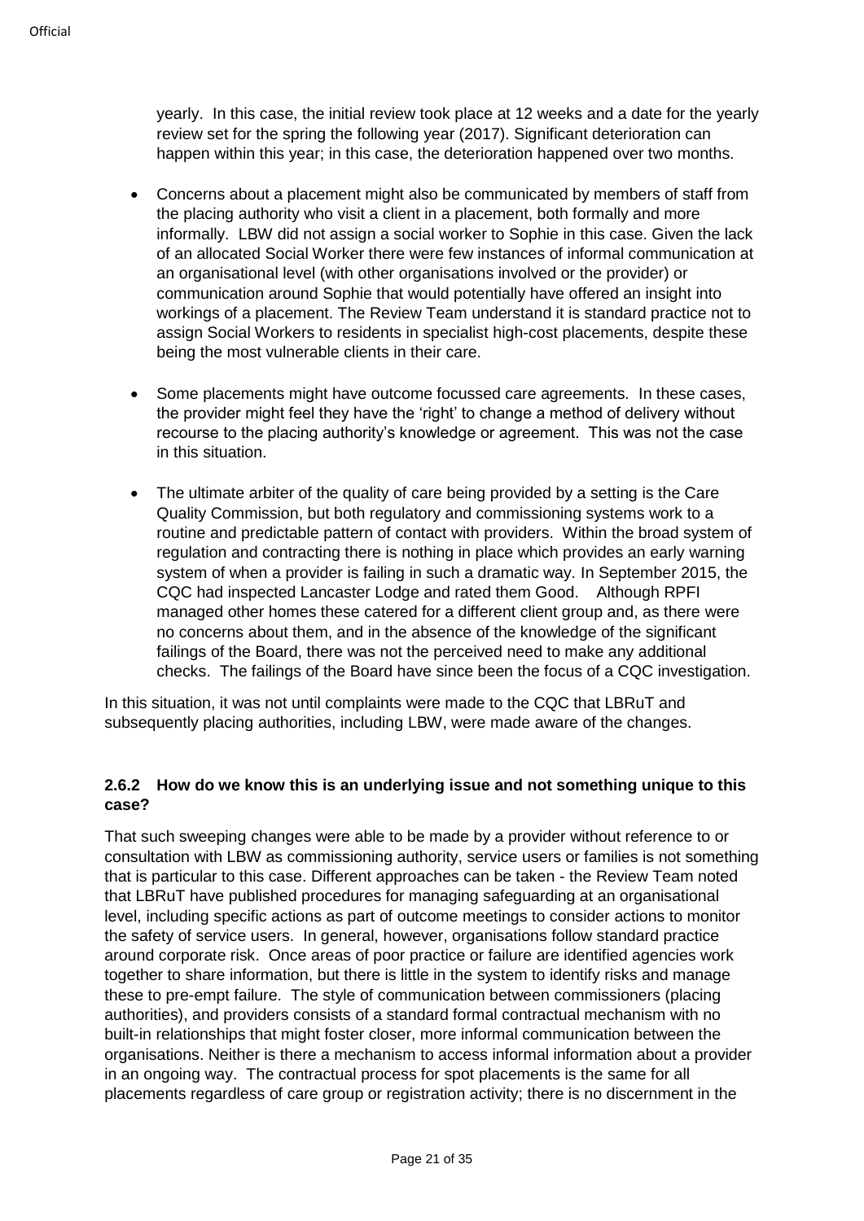yearly. In this case, the initial review took place at 12 weeks and a date for the yearly review set for the spring the following year (2017). Significant deterioration can happen within this year; in this case, the deterioration happened over two months.

- Concerns about a placement might also be communicated by members of staff from the placing authority who visit a client in a placement, both formally and more informally. LBW did not assign a social worker to Sophie in this case. Given the lack of an allocated Social Worker there were few instances of informal communication at an organisational level (with other organisations involved or the provider) or communication around Sophie that would potentially have offered an insight into workings of a placement. The Review Team understand it is standard practice not to assign Social Workers to residents in specialist high-cost placements, despite these being the most vulnerable clients in their care.

- Some placements might have outcome focussed care agreements. In these cases, the provider might feel they have the 'right' to change a method of delivery without recourse to the placing authority's knowledge or agreement. This was not the case in this situation.

- The ultimate arbiter of the quality of care being provided by a setting is the Care Quality Commission, but both regulatory and commissioning systems work to a routine and predictable pattern of contact with providers. Within the broad system of regulation and contracting there is nothing in place which provides an early warning system of when a provider is failing in such a dramatic way. In September 2015, the CQC had inspected Lancaster Lodge and rated them Good. Although RPFI managed other homes these catered for a different client group and, as there were no concerns about them, and in the absence of the knowledge of the significant failings of the Board, there was not the perceived need to make any additional checks. The failings of the Board have since been the focus of a CQC investigation.

In this situation, it was not until complaints were made to the CQC that LBRuT and subsequently placing authorities, including LBW, were made aware of the changes.

### 2.6.2 How do we know this is an underlying issue and not something unique to this case?

That such sweeping changes were able to be made by a provider without reference to or consultation with LBW as commissioning authority, service users or families is not something that is particular to this case. Different approaches can be taken - the Review Team noted that LBRuT have published procedures for managing safeguarding at an organisational level, including specific actions as part of outcome meetings to consider actions to monitor the safety of service users. In general, however, organisations follow standard practice around corporate risk. Once areas of poor practice or failure are identified agencies work together to share information, but there is little in the system to identify risks and manage these to pre-empt failure. The style of communication between commissioners (placing authorities), and providers consists of a standard formal contractual mechanism with no built-in relationships that might foster closer, more informal communication between the organisations. Neither is there a mechanism to access informal information about a provider in an ongoing way. The contractual process for spot placements is the same for all placements regardless of care group or registration activity; there is no discernment in the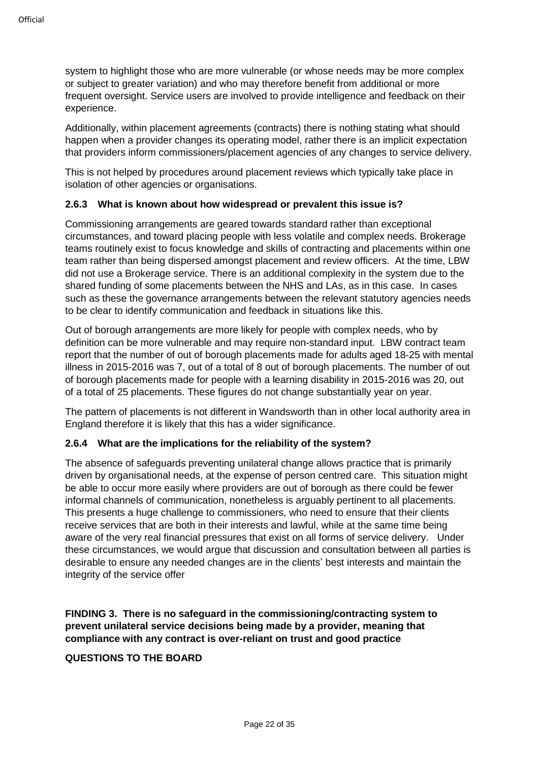system to highlight those who are more vulnerable (or whose needs may be more complex or subject to greater variation) and who may therefore benefit from additional or more frequent oversight. Service users are involved to provide intelligence and feedback on their experience.

Additionally, within placement agreements (contracts) there is nothing stating what should happen when a provider changes its operating model, rather there is an implicit expectation that providers inform commissioners/placement agencies of any changes to service delivery.

This is not helped by procedures around placement reviews which typically take place in isolation of other agencies or organisations.

### 2.6.3 What is known about how widespread or prevalent this issue is?

Commissioning arrangements are geared towards standard rather than exceptional circumstances, and toward placing people with less volatile and complex needs. Brokerage teams routinely exist to focus knowledge and skills of contracting and placements within one team rather than being dispersed amongst placement and review officers. At the time, LBW did not use a Brokerage service. There is an additional complexity in the system due to the shared funding of some placements between the NHS and LAs, as in this case. In cases such as these the governance arrangements between the relevant statutory agencies needs to be clear to identify communication and feedback in situations like this.

Out of borough arrangements are more likely for people with complex needs, who by definition can be more vulnerable and may require non-standard input. LBW contract team report that the number of out of borough placements made for adults aged 18-25 with mental illness in 2015-2016 was 7, out of a total of 8 out of borough placements. The number of out of borough placements made for people with a learning disability in 2015-2016 was 20, out of a total of 25 placements. These figures do not change substantially year on year.

The pattern of placements is not different in Wandsworth than in other local authority area in England therefore it is likely that this has a wider significance.

### 2.6.4 What are the implications for the reliability of the system?

The absence of safeguards preventing unilateral change allows practice that is primarily driven by organisational needs, at the expense of person centred care. This situation might be able to occur more easily where providers are out of borough as there could be fewer informal channels of communication, nonetheless is arguably pertinent to all placements. This presents a huge challenge to commissioners, who need to ensure that their clients receive services that are both in their interests and lawful, while at the same time being aware of the very real financial pressures that exist on all forms of service delivery. Under these circumstances, we would argue that discussion and consultation between all parties is desirable to ensure any needed changes are in the clients' best interests and maintain the integrity of the service offer

**FINDING 3. There is no safeguard in the commissioning/contracting system to prevent unilateral service decisions being made by a provider, meaning that compliance with any contract is over-reliant on trust and good practice**

**QUESTIONS TO THE BOARD**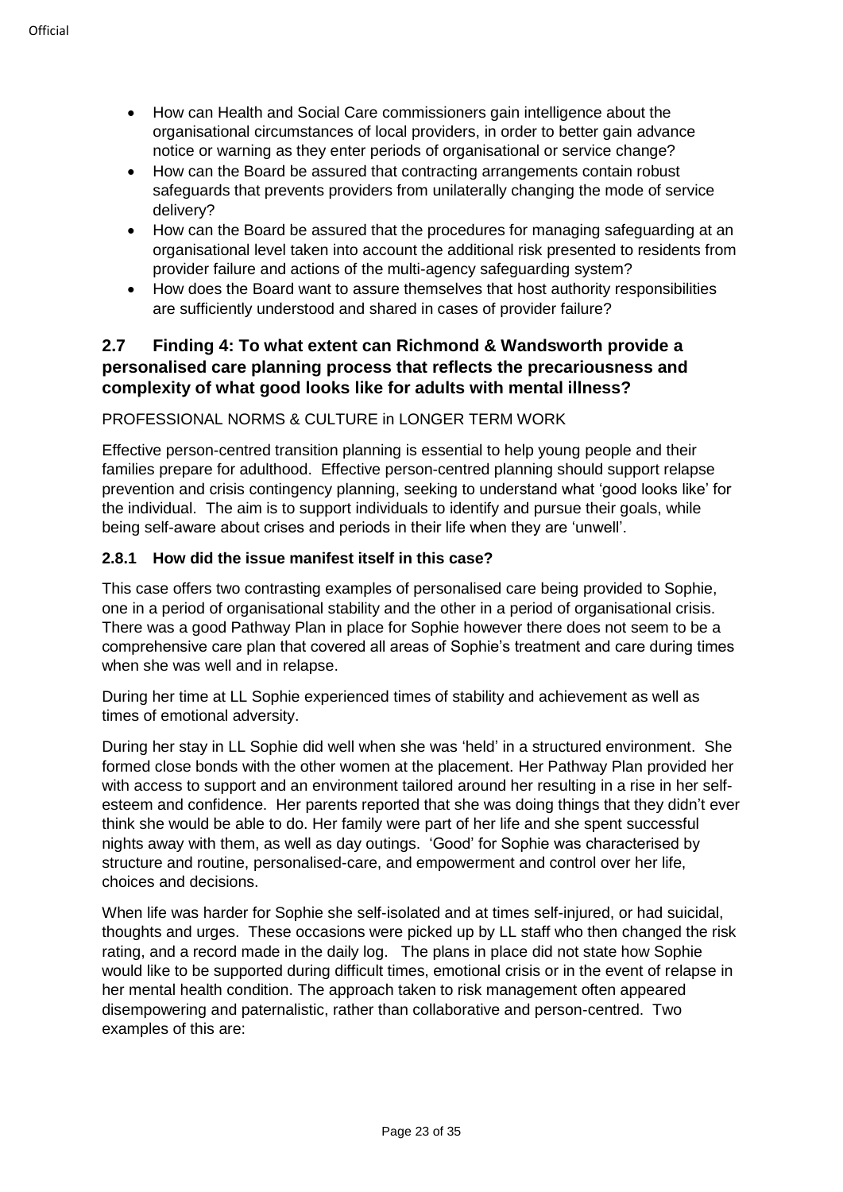- How can Health and Social Care commissioners gain intelligence about the organisational circumstances of local providers, in order to better gain advance notice or warning as they enter periods of organisational or service change?
- How can the Board be assured that contracting arrangements contain robust safeguards that prevents providers from unilaterally changing the mode of service delivery?
- How can the Board be assured that the procedures for managing safeguarding at an organisational level taken into account the additional risk presented to residents from provider failure and actions of the multi-agency safeguarding system?
- How does the Board want to assure themselves that host authority responsibilities are sufficiently understood and shared in cases of provider failure?

## 2.7 Finding 4: To what extent can Richmond & Wandsworth provide a personalised care planning process that reflects the precariousness and complexity of what good looks like for adults with mental illness?

PROFESSIONAL NORMS & CULTURE in LONGER TERM WORK

Effective person-centred transition planning is essential to help young people and their families prepare for adulthood. Effective person-centred planning should support relapse prevention and crisis contingency planning, seeking to understand what 'good looks like' for the individual. The aim is to support individuals to identify and pursue their goals, while being self-aware about crises and periods in their life when they are 'unwell'.

### 2.8.1 How did the issue manifest itself in this case?

This case offers two contrasting examples of personalised care being provided to Sophie, one in a period of organisational stability and the other in a period of organisational crisis. There was a good Pathway Plan in place for Sophie however there does not seem to be a comprehensive care plan that covered all areas of Sophie's treatment and care during times when she was well and in relapse.

During her time at LL Sophie experienced times of stability and achievement as well as times of emotional adversity.

During her stay in LL Sophie did well when she was 'held' in a structured environment. She formed close bonds with the other women at the placement. Her Pathway Plan provided her with access to support and an environment tailored around her resulting in a rise in her self-esteem and confidence. Her parents reported that she was doing things that they didn't ever think she would be able to do. Her family were part of her life and she spent successful nights away with them, as well as day outings. 'Good' for Sophie was characterised by structure and routine, personalised-care, and empowerment and control over her life, choices and decisions.

When life was harder for Sophie she self-isolated and at times self-injured, or had suicidal, thoughts and urges. These occasions were picked up by LL staff who then changed the risk rating, and a record made in the daily log. The plans in place did not state how Sophie would like to be supported during difficult times, emotional crisis or in the event of relapse in her mental health condition. The approach taken to risk management often appeared disempowering and paternalistic, rather than collaborative and person-centred. Two examples of this are: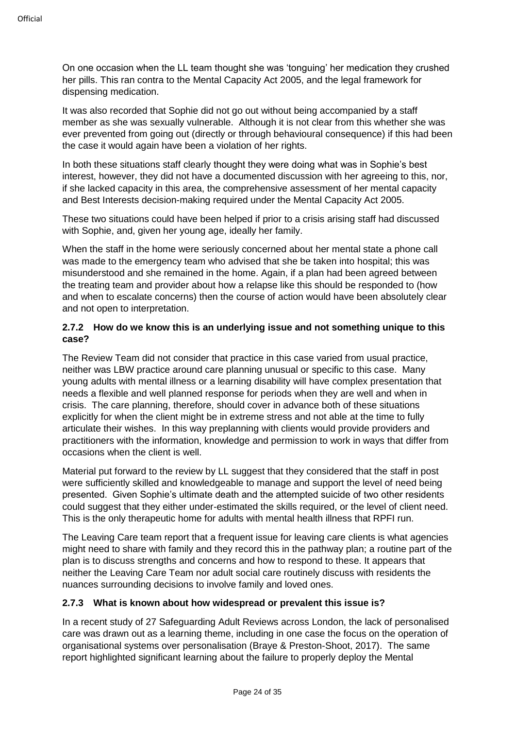On one occasion when the LL team thought she was 'tonguing' her medication they crushed her pills. This ran contra to the Mental Capacity Act 2005, and the legal framework for dispensing medication.

It was also recorded that Sophie did not go out without being accompanied by a staff member as she was sexually vulnerable. Although it is not clear from this whether she was ever prevented from going out (directly or through behavioural consequence) if this had been the case it would again have been a violation of her rights.

In both these situations staff clearly thought they were doing what was in Sophie's best interest, however, they did not have a documented discussion with her agreeing to this, nor, if she lacked capacity in this area, the comprehensive assessment of her mental capacity and Best Interests decision-making required under the Mental Capacity Act 2005.

These two situations could have been helped if prior to a crisis arising staff had discussed with Sophie, and, given her young age, ideally her family.

When the staff in the home were seriously concerned about her mental state a phone call was made to the emergency team who advised that she be taken into hospital; this was misunderstood and she remained in the home. Again, if a plan had been agreed between the treating team and provider about how a relapse like this should be responded to (how and when to escalate concerns) then the course of action would have been absolutely clear and not open to interpretation.

### 2.7.2 How do we know this is an underlying issue and not something unique to this case?

The Review Team did not consider that practice in this case varied from usual practice, neither was LBW practice around care planning unusual or specific to this case. Many young adults with mental illness or a learning disability will have complex presentation that needs a flexible and well planned response for periods when they are well and when in crisis. The care planning, therefore, should cover in advance both of these situations explicitly for when the client might be in extreme stress and not able at the time to fully articulate their wishes. In this way preplanning with clients would provide providers and practitioners with the information, knowledge and permission to work in ways that differ from occasions when the client is well.

Material put forward to the review by LL suggest that they considered that the staff in post were sufficiently skilled and knowledgeable to manage and support the level of need being presented. Given Sophie's ultimate death and the attempted suicide of two other residents could suggest that they either under-estimated the skills required, or the level of client need. This is the only therapeutic home for adults with mental health illness that RPFI run.

The Leaving Care team report that a frequent issue for leaving care clients is what agencies might need to share with family and they record this in the pathway plan; a routine part of the plan is to discuss strengths and concerns and how to respond to these. It appears that neither the Leaving Care Team nor adult social care routinely discuss with residents the nuances surrounding decisions to involve family and loved ones.

### 2.7.3 What is known about how widespread or prevalent this issue is?

In a recent study of 27 Safeguarding Adult Reviews across London, the lack of personalised care was drawn out as a learning theme, including in one case the focus on the operation of organisational systems over personalisation (Braye & Preston-Shoot, 2017). The same report highlighted significant learning about the failure to properly deploy the Mental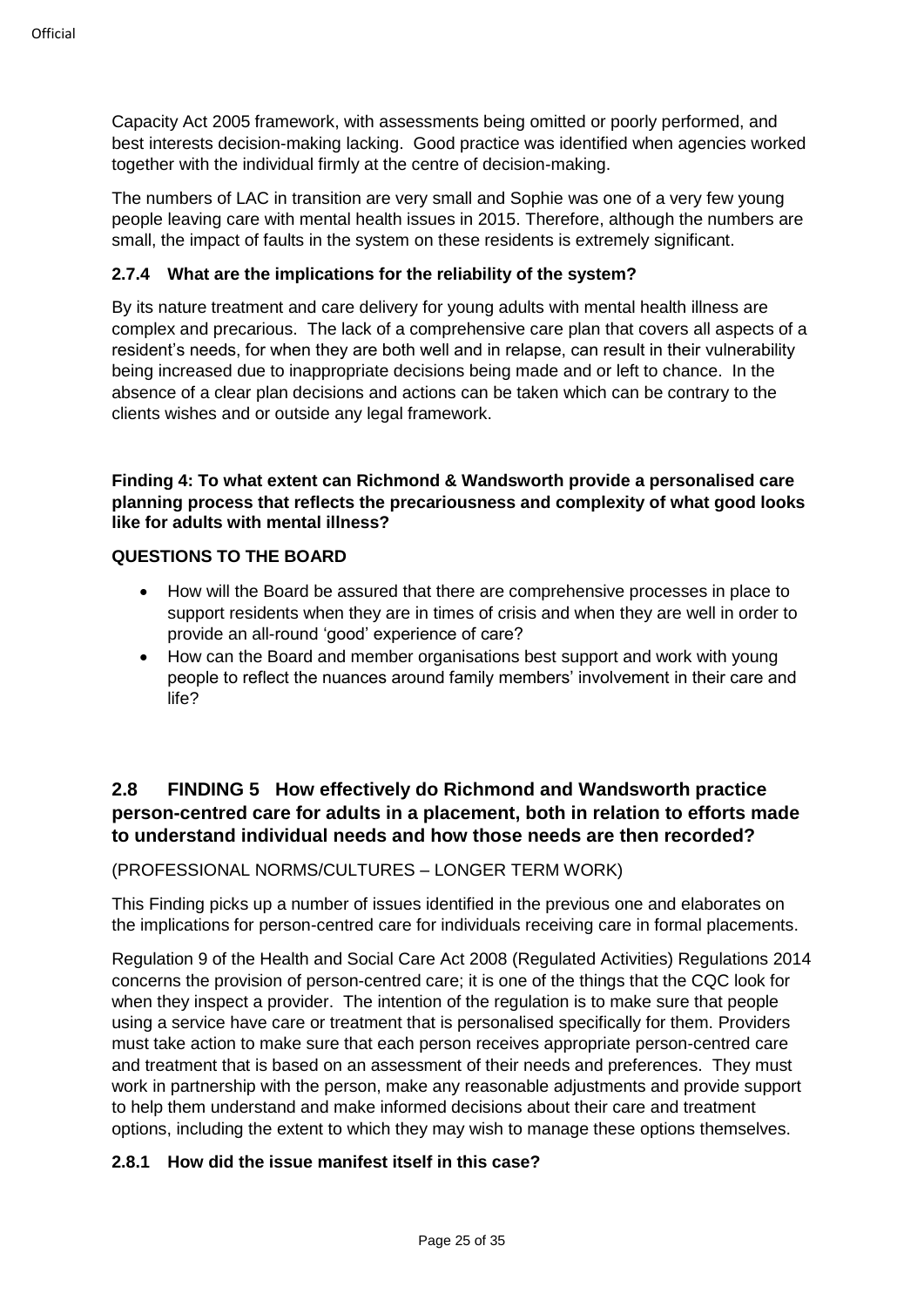Capacity Act 2005 framework, with assessments being omitted or poorly performed, and best interests decision-making lacking. Good practice was identified when agencies worked together with the individual firmly at the centre of decision-making.

The numbers of LAC in transition are very small and Sophie was one of a very few young people leaving care with mental health issues in 2015. Therefore, although the numbers are small, the impact of faults in the system on these residents is extremely significant.

### 2.7.4 What are the implications for the reliability of the system?

By its nature treatment and care delivery for young adults with mental health illness are complex and precarious. The lack of a comprehensive care plan that covers all aspects of a resident's needs, for when they are both well and in relapse, can result in their vulnerability being increased due to inappropriate decisions being made and or left to chance. In the absence of a clear plan decisions and actions can be taken which can be contrary to the clients wishes and or outside any legal framework.

**Finding 4: To what extent can Richmond & Wandsworth provide a personalised care planning process that reflects the precariousness and complexity of what good looks like for adults with mental illness?**

**QUESTIONS TO THE BOARD**

- How will the Board be assured that there are comprehensive processes in place to support residents when they are in times of crisis and when they are well in order to provide an all-round 'good' experience of care?
- How can the Board and member organisations best support and work with young people to reflect the nuances around family members' involvement in their care and life?

## 2.8 FINDING 5 How effectively do Richmond and Wandsworth practice person-centred care for adults in a placement, both in relation to efforts made to understand individual needs and how those needs are then recorded?

(PROFESSIONAL NORMS/CULTURES – LONGER TERM WORK)

This Finding picks up a number of issues identified in the previous one and elaborates on the implications for person-centred care for individuals receiving care in formal placements.

Regulation 9 of the Health and Social Care Act 2008 (Regulated Activities) Regulations 2014 concerns the provision of person-centred care; it is one of the things that the CQC look for when they inspect a provider. The intention of the regulation is to make sure that people using a service have care or treatment that is personalised specifically for them. Providers must take action to make sure that each person receives appropriate person-centred care and treatment that is based on an assessment of their needs and preferences. They must work in partnership with the person, make any reasonable adjustments and provide support to help them understand and make informed decisions about their care and treatment options, including the extent to which they may wish to manage these options themselves.

### 2.8.1 How did the issue manifest itself in this case?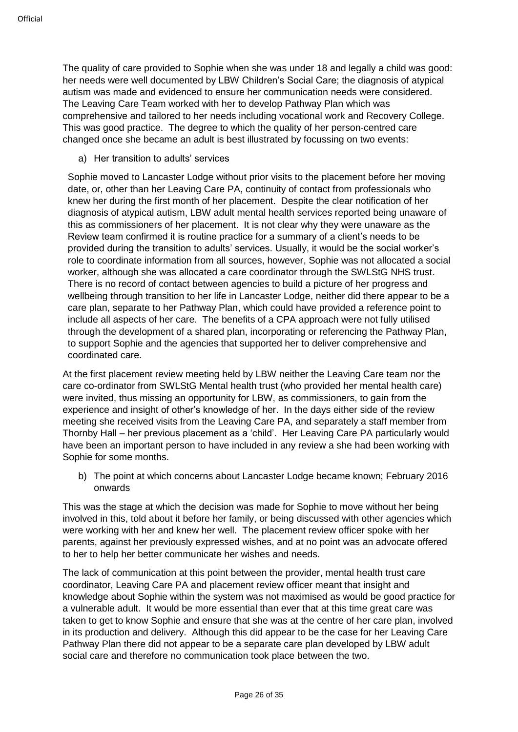The quality of care provided to Sophie when she was under 18 and legally a child was good: her needs were well documented by LBW Children's Social Care; the diagnosis of atypical autism was made and evidenced to ensure her communication needs were considered. The Leaving Care Team worked with her to develop Pathway Plan which was comprehensive and tailored to her needs including vocational work and Recovery College. This was good practice. The degree to which the quality of her person-centred care changed once she became an adult is best illustrated by focussing on two events:

a) Her transition to adults' services

Sophie moved to Lancaster Lodge without prior visits to the placement before her moving date, or, other than her Leaving Care PA, continuity of contact from professionals who knew her during the first month of her placement. Despite the clear notification of her diagnosis of atypical autism, LBW adult mental health services reported being unaware of this as commissioners of her placement. It is not clear why they were unaware as the Review team confirmed it is routine practice for a summary of a client's needs to be provided during the transition to adults' services. Usually, it would be the social worker's role to coordinate information from all sources, however, Sophie was not allocated a social worker, although she was allocated a care coordinator through the SWLStG NHS trust. There is no record of contact between agencies to build a picture of her progress and wellbeing through transition to her life in Lancaster Lodge, neither did there appear to be a care plan, separate to her Pathway Plan, which could have provided a reference point to include all aspects of her care. The benefits of a CPA approach were not fully utilised through the development of a shared plan, incorporating or referencing the Pathway Plan, to support Sophie and the agencies that supported her to deliver comprehensive and coordinated care.

At the first placement review meeting held by LBW neither the Leaving Care team nor the care co-ordinator from SWLStG Mental health trust (who provided her mental health care) were invited, thus missing an opportunity for LBW, as commissioners, to gain from the experience and insight of other's knowledge of her. In the days either side of the review meeting she received visits from the Leaving Care PA, and separately a staff member from Thornby Hall – her previous placement as a 'child'. Her Leaving Care PA particularly would have been an important person to have included in any review a she had been working with Sophie for some months.

b) The point at which concerns about Lancaster Lodge became known; February 2016 onwards

This was the stage at which the decision was made for Sophie to move without her being involved in this, told about it before her family, or being discussed with other agencies which were working with her and knew her well. The placement review officer spoke with her parents, against her previously expressed wishes, and at no point was an advocate offered to her to help her better communicate her wishes and needs.

The lack of communication at this point between the provider, mental health trust care coordinator, Leaving Care PA and placement review officer meant that insight and knowledge about Sophie within the system was not maximised as would be good practice for a vulnerable adult. It would be more essential than ever that at this time great care was taken to get to know Sophie and ensure that she was at the centre of her care plan, involved in its production and delivery. Although this did appear to be the case for her Leaving Care Pathway Plan there did not appear to be a separate care plan developed by LBW adult social care and therefore no communication took place between the two.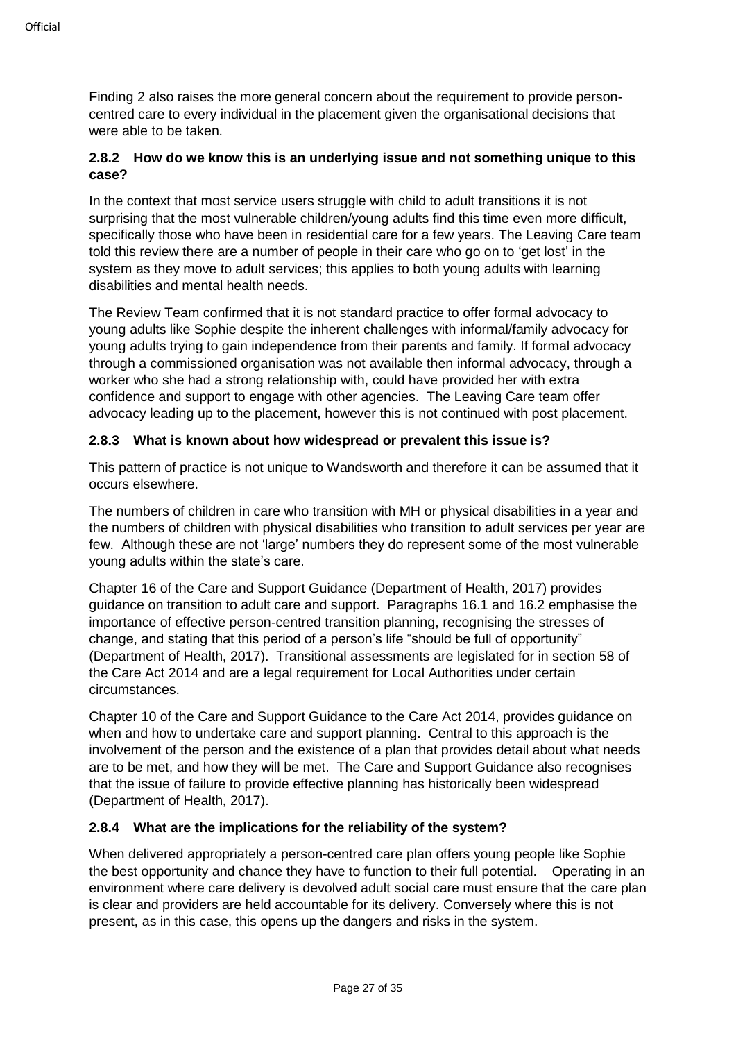Finding 2 also raises the more general concern about the requirement to provide person-centred care to every individual in the placement given the organisational decisions that were able to be taken.

### 2.8.2 How do we know this is an underlying issue and not something unique to this case?

In the context that most service users struggle with child to adult transitions it is not surprising that the most vulnerable children/young adults find this time even more difficult, specifically those who have been in residential care for a few years. The Leaving Care team told this review there are a number of people in their care who go on to 'get lost' in the system as they move to adult services; this applies to both young adults with learning disabilities and mental health needs.

The Review Team confirmed that it is not standard practice to offer formal advocacy to young adults like Sophie despite the inherent challenges with informal/family advocacy for young adults trying to gain independence from their parents and family. If formal advocacy through a commissioned organisation was not available then informal advocacy, through a worker who she had a strong relationship with, could have provided her with extra confidence and support to engage with other agencies. The Leaving Care team offer advocacy leading up to the placement, however this is not continued with post placement.

### 2.8.3 What is known about how widespread or prevalent this issue is?

This pattern of practice is not unique to Wandsworth and therefore it can be assumed that it occurs elsewhere.

The numbers of children in care who transition with MH or physical disabilities in a year and the numbers of children with physical disabilities who transition to adult services per year are few. Although these are not 'large' numbers they do represent some of the most vulnerable young adults within the state's care.

Chapter 16 of the Care and Support Guidance (Department of Health, 2017) provides guidance on transition to adult care and support. Paragraphs 16.1 and 16.2 emphasise the importance of effective person-centred transition planning, recognising the stresses of change, and stating that this period of a person's life "should be full of opportunity" (Department of Health, 2017). Transitional assessments are legislated for in section 58 of the Care Act 2014 and are a legal requirement for Local Authorities under certain circumstances.

Chapter 10 of the Care and Support Guidance to the Care Act 2014, provides guidance on when and how to undertake care and support planning. Central to this approach is the involvement of the person and the existence of a plan that provides detail about what needs are to be met, and how they will be met. The Care and Support Guidance also recognises that the issue of failure to provide effective planning has historically been widespread (Department of Health, 2017).

### 2.8.4 What are the implications for the reliability of the system?

When delivered appropriately a person-centred care plan offers young people like Sophie the best opportunity and chance they have to function to their full potential. Operating in an environment where care delivery is devolved adult social care must ensure that the care plan is clear and providers are held accountable for its delivery. Conversely where this is not present, as in this case, this opens up the dangers and risks in the system.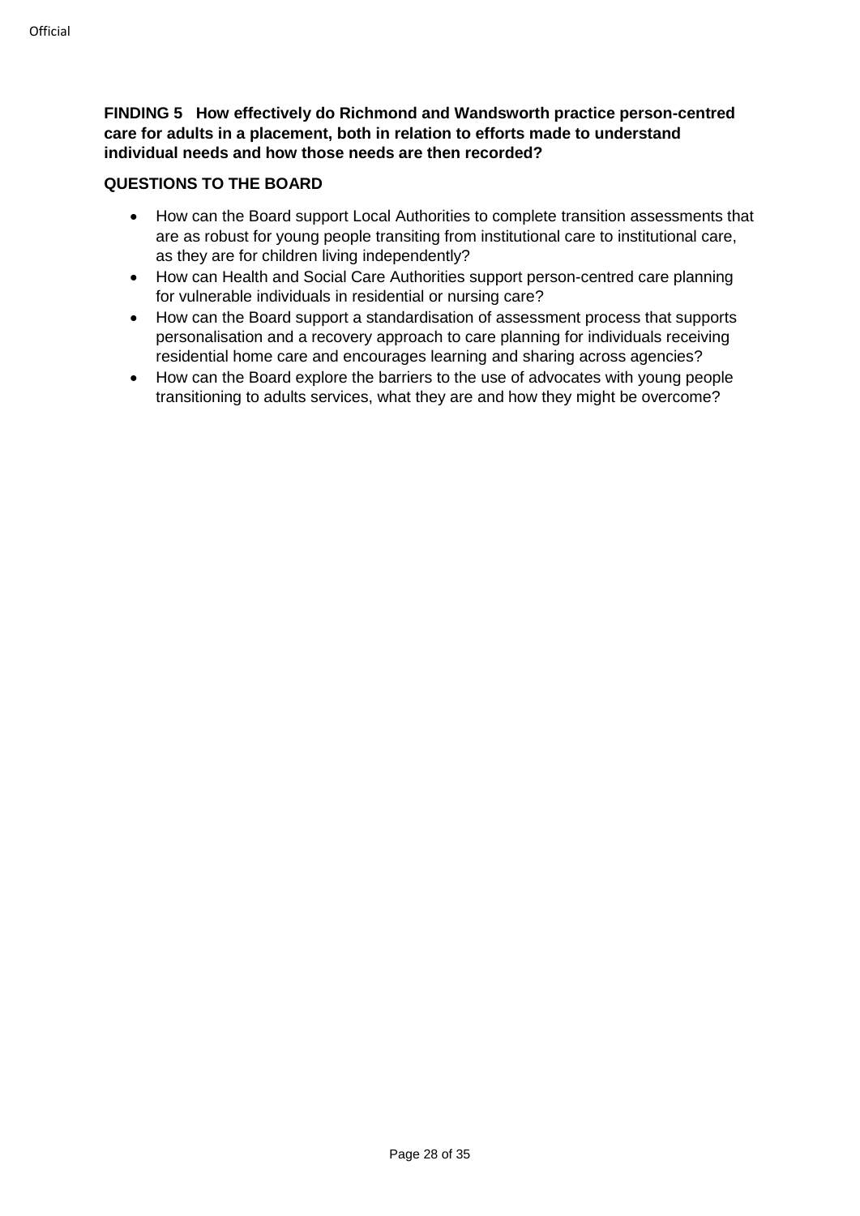**FINDING 5 How effectively do Richmond and Wandsworth practice person-centred care for adults in a placement, both in relation to efforts made to understand individual needs and how those needs are then recorded?**

**QUESTIONS TO THE BOARD**

- How can the Board support Local Authorities to complete transition assessments that are as robust for young people transiting from institutional care to institutional care, as they are for children living independently?
- How can Health and Social Care Authorities support person-centred care planning for vulnerable individuals in residential or nursing care?
- How can the Board support a standardisation of assessment process that supports personalisation and a recovery approach to care planning for individuals receiving residential home care and encourages learning and sharing across agencies?
- How can the Board explore the barriers to the use of advocates with young people transitioning to adults services, what they are and how they might be overcome?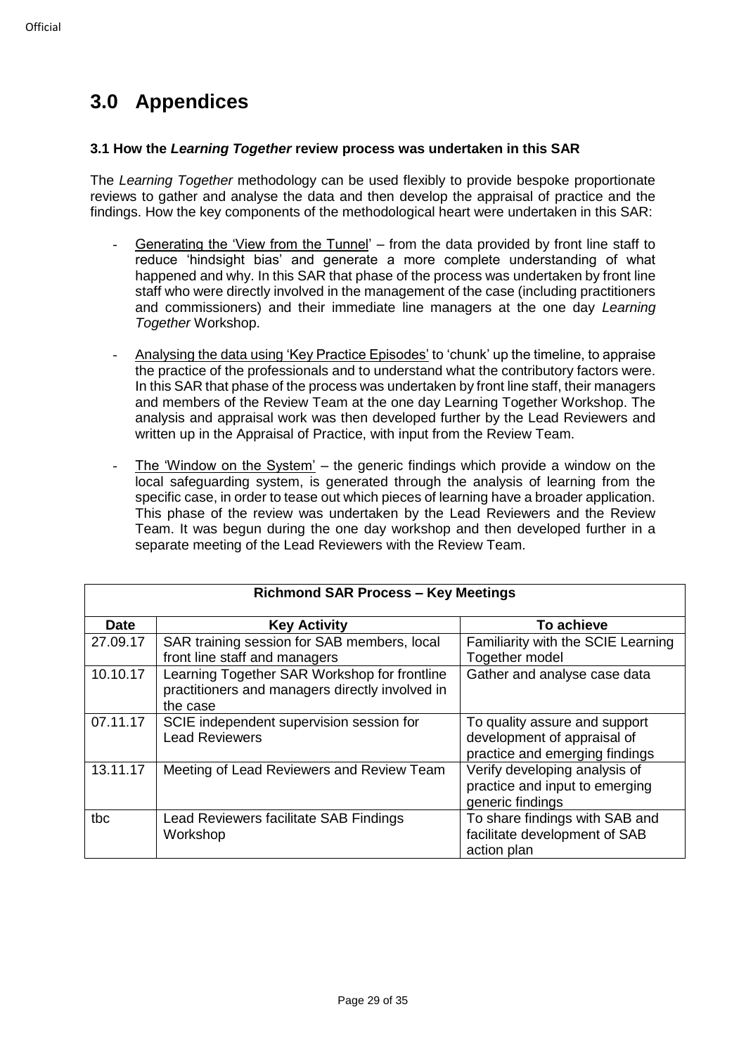# 3.0 Appendices

### 3.1 How the *Learning Together* review process was undertaken in this SAR

The *Learning Together* methodology can be used flexibly to provide bespoke proportionate reviews to gather and analyse the data and then develop the appraisal of practice and the findings. How the key components of the methodological heart were undertaken in this SAR:

- Generating the 'View from the Tunnel' – from the data provided by front line staff to reduce 'hindsight bias' and generate a more complete understanding of what happened and why. In this SAR that phase of the process was undertaken by front line staff who were directly involved in the management of the case (including practitioners and commissioners) and their immediate line managers at the one day *Learning Together* Workshop.

- Analysing the data using 'Key Practice Episodes' to 'chunk' up the timeline, to appraise the practice of the professionals and to understand what the contributory factors were. In this SAR that phase of the process was undertaken by front line staff, their managers and members of the Review Team at the one day Learning Together Workshop. The analysis and appraisal work was then developed further by the Lead Reviewers and written up in the Appraisal of Practice, with input from the Review Team.

- The 'Window on the System' – the generic findings which provide a window on the local safeguarding system, is generated through the analysis of learning from the specific case, in order to tease out which pieces of learning have a broader application. This phase of the review was undertaken by the Lead Reviewers and the Review Team. It was begun during the one day workshop and then developed further in a separate meeting of the Lead Reviewers with the Review Team.

| **Richmond SAR Process – Key Meetings** | | |
|---|---|---|
| **Date** | **Key Activity** | **To achieve** |
| 27.09.17 | SAR training session for SAB members, local front line staff and managers | Familiarity with the SCIE Learning Together model |
| 10.10.17 | Learning Together SAR Workshop for frontline practitioners and managers directly involved in the case | Gather and analyse case data |
| 07.11.17 | SCIE independent supervision session for Lead Reviewers | To quality assure and support development of appraisal of practice and emerging findings |
| 13.11.17 | Meeting of Lead Reviewers and Review Team | Verify developing analysis of practice and input to emerging generic findings |
| tbc | Lead Reviewers facilitate SAB Findings Workshop | To share findings with SAB and facilitate development of SAB action plan |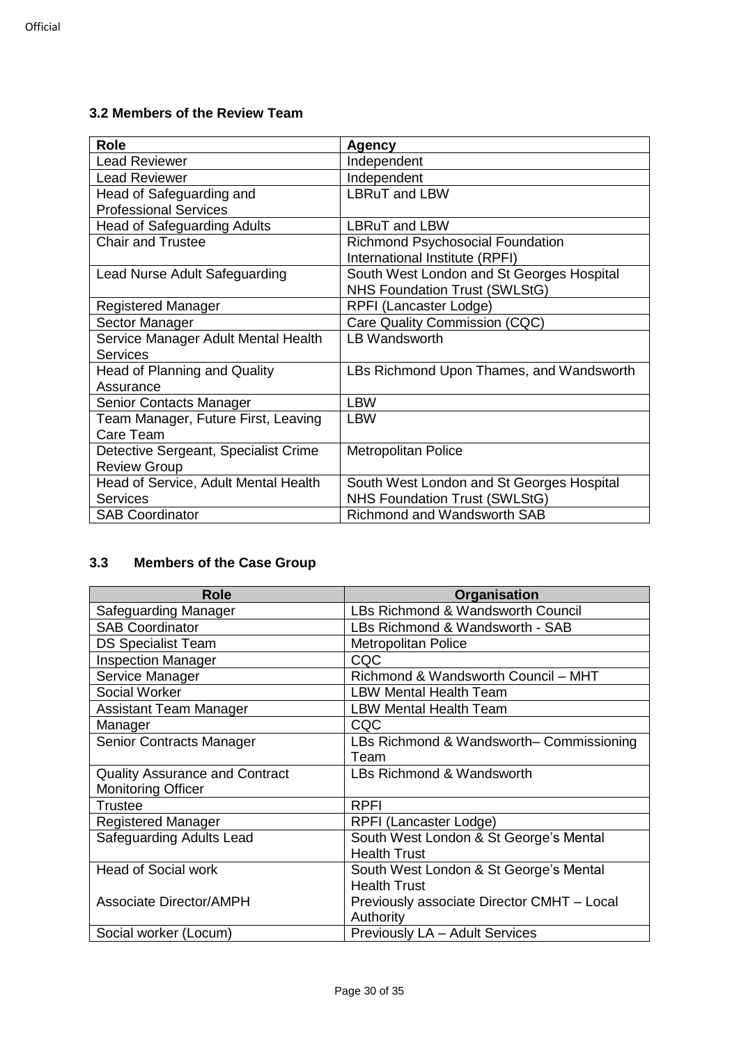### 3.2 Members of the Review Team

| Role | Agency |
|---|---|
| Lead Reviewer | Independent |
| Lead Reviewer | Independent |
| Head of Safeguarding and Professional Services | LBRuT and LBW |
| Head of Safeguarding Adults | LBRuT and LBW |
| Chair and Trustee | Richmond Psychosocial Foundation International Institute (RPFI) |
| Lead Nurse Adult Safeguarding | South West London and St Georges Hospital NHS Foundation Trust (SWLStG) |
| Registered Manager | RPFI (Lancaster Lodge) |
| Sector Manager | Care Quality Commission (CQC) |
| Service Manager Adult Mental Health Services | LB Wandsworth |
| Head of Planning and Quality Assurance | LBs Richmond Upon Thames, and Wandsworth |
| Senior Contacts Manager | LBW |
| Team Manager, Future First, Leaving Care Team | LBW |
| Detective Sergeant, Specialist Crime Review Group | Metropolitan Police |
| Head of Service, Adult Mental Health Services | South West London and St Georges Hospital NHS Foundation Trust (SWLStG) |
| SAB Coordinator | Richmond and Wandsworth SAB |

### 3.3 Members of the Case Group

| Role | Organisation |
|---|---|
| Safeguarding Manager | LBs Richmond & Wandsworth Council |
| SAB Coordinator | LBs Richmond & Wandsworth - SAB |
| DS Specialist Team | Metropolitan Police |
| Inspection Manager | CQC |
| Service Manager | Richmond & Wandsworth Council – MHT |
| Social Worker | LBW Mental Health Team |
| Assistant Team Manager | LBW Mental Health Team |
| Manager | CQC |
| Senior Contracts Manager | LBs Richmond & Wandsworth– Commissioning Team |
| Quality Assurance and Contract Monitoring Officer | LBs Richmond & Wandsworth |
| Trustee | RPFI |
| Registered Manager | RPFI (Lancaster Lodge) |
| Safeguarding Adults Lead | South West London & St George's Mental Health Trust |
| Head of Social work<br><br>Associate Director/AMPH | South West London & St George's Mental Health Trust<br>Previously associate Director CMHT – Local Authority |
| Social worker (Locum) | Previously LA – Adult Services |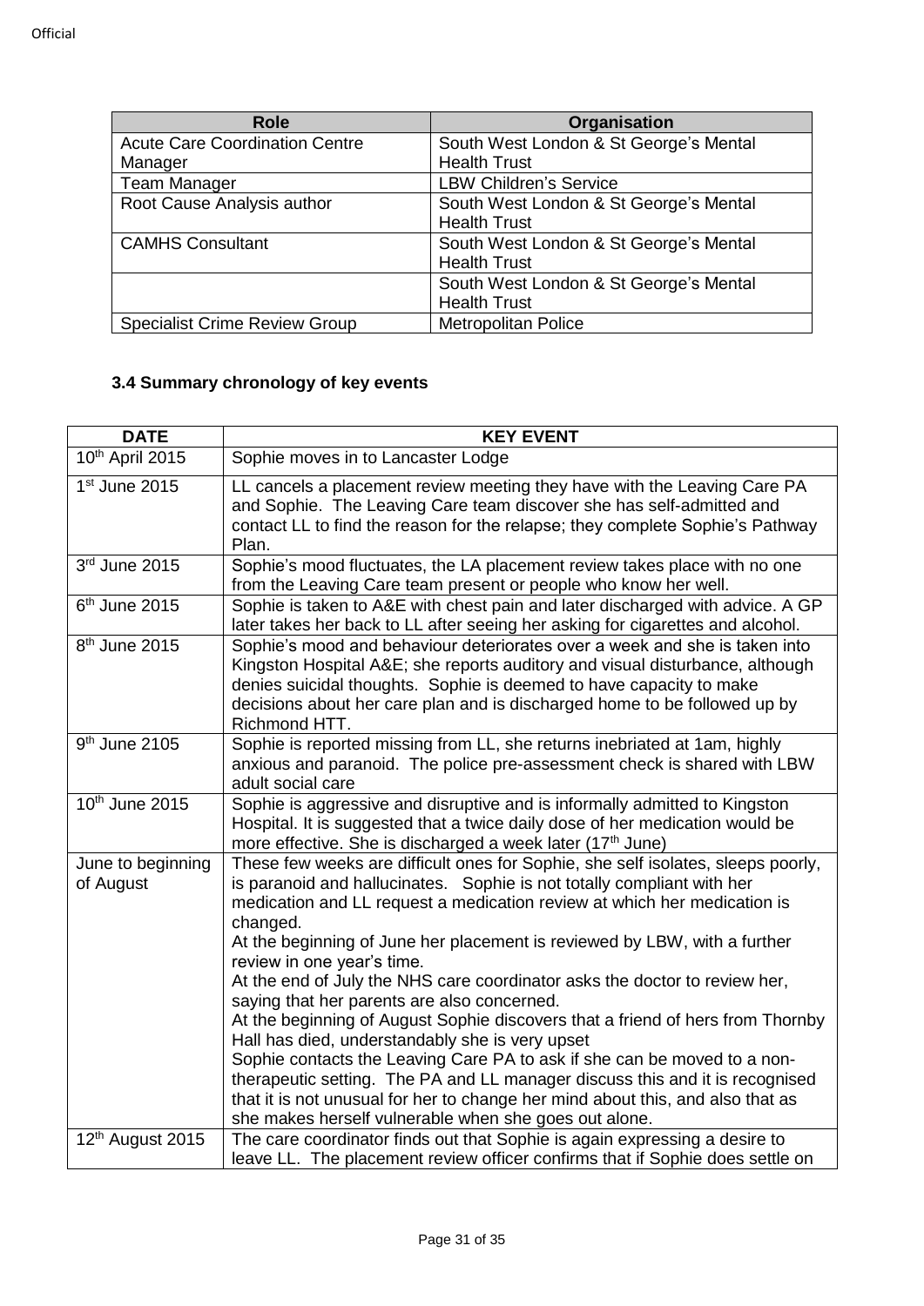| Role | Organisation |
|---|---|
| Acute Care Coordination Centre Manager | South West London & St George's Mental Health Trust |
| Team Manager | LBW Children's Service |
| Root Cause Analysis author | South West London & St George's Mental Health Trust |
| CAMHS Consultant | South West London & St George's Mental Health Trust |
| | South West London & St George's Mental Health Trust |
| Specialist Crime Review Group | Metropolitan Police |

### 3.4 Summary chronology of key events

| DATE | KEY EVENT |
|---|---|
| 10th April 2015 | Sophie moves in to Lancaster Lodge |
| 1st June 2015 | LL cancels a placement review meeting they have with the Leaving Care PA and Sophie. The Leaving Care team discover she has self-admitted and contact LL to find the reason for the relapse; they complete Sophie's Pathway Plan. |
| 3rd June 2015 | Sophie's mood fluctuates, the LA placement review takes place with no one from the Leaving Care team present or people who know her well. |
| 6th June 2015 | Sophie is taken to A&E with chest pain and later discharged with advice. A GP later takes her back to LL after seeing her asking for cigarettes and alcohol. |
| 8th June 2015 | Sophie's mood and behaviour deteriorates over a week and she is taken into Kingston Hospital A&E; she reports auditory and visual disturbance, although denies suicidal thoughts. Sophie is deemed to have capacity to make decisions about her care plan and is discharged home to be followed up by Richmond HTT. |
| 9th June 2105 | Sophie is reported missing from LL, she returns inebriated at 1am, highly anxious and paranoid. The police pre-assessment check is shared with LBW adult social care |
| 10th June 2015 | Sophie is aggressive and disruptive and is informally admitted to Kingston Hospital. It is suggested that a twice daily dose of her medication would be more effective. She is discharged a week later (17th June) |
| June to beginning of August | These few weeks are difficult ones for Sophie, she self isolates, sleeps poorly, is paranoid and hallucinates. Sophie is not totally compliant with her medication and LL request a medication review at which her medication is changed.<br>At the beginning of June her placement is reviewed by LBW, with a further review in one year's time.<br>At the end of July the NHS care coordinator asks the doctor to review her, saying that her parents are also concerned.<br>At the beginning of August Sophie discovers that a friend of hers from Thornby Hall has died, understandably she is very upset<br>Sophie contacts the Leaving Care PA to ask if she can be moved to a non-therapeutic setting. The PA and LL manager discuss this and it is recognised that it is not unusual for her to change her mind about this, and also that as she makes herself vulnerable when she goes out alone. |
| 12th August 2015 | The care coordinator finds out that Sophie is again expressing a desire to leave LL. The placement review officer confirms that if Sophie does settle on |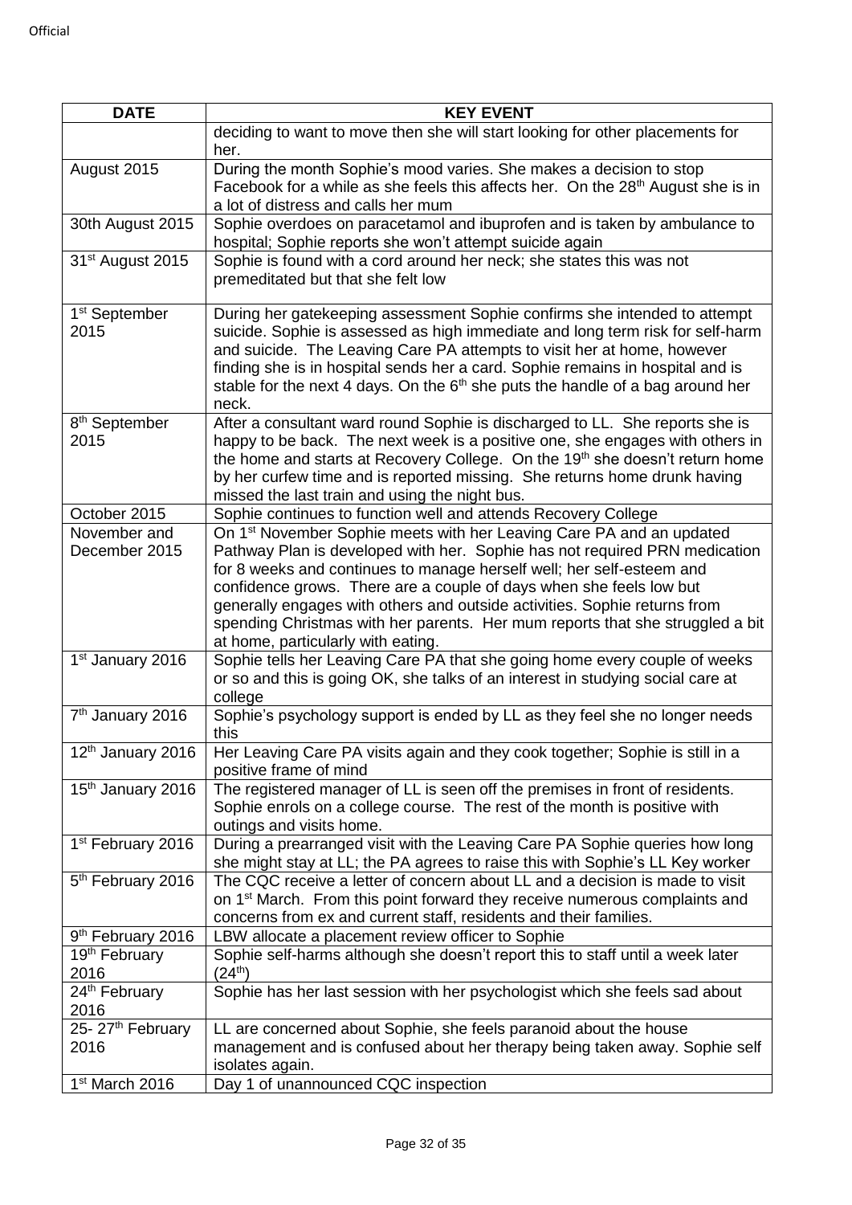| DATE | KEY EVENT |
|---|---|
| | deciding to want to move then she will start looking for other placements for her. |
| August 2015 | During the month Sophie's mood varies. She makes a decision to stop Facebook for a while as she feels this affects her. On the 28th August she is in a lot of distress and calls her mum |
| 30th August 2015 | Sophie overdoes on paracetamol and ibuprofen and is taken by ambulance to hospital; Sophie reports she won't attempt suicide again |
| 31st August 2015 | Sophie is found with a cord around her neck; she states this was not premeditated but that she felt low |
| 1st September 2015 | During her gatekeeping assessment Sophie confirms she intended to attempt suicide. Sophie is assessed as high immediate and long term risk for self-harm and suicide. The Leaving Care PA attempts to visit her at home, however finding she is in hospital sends her a card. Sophie remains in hospital and is stable for the next 4 days. On the 6th she puts the handle of a bag around her neck. |
| 8th September 2015 | After a consultant ward round Sophie is discharged to LL. She reports she is happy to be back. The next week is a positive one, she engages with others in the home and starts at Recovery College. On the 19th she doesn't return home by her curfew time and is reported missing. She returns home drunk having missed the last train and using the night bus. |
| October 2015 | Sophie continues to function well and attends Recovery College |
| November and December 2015 | On 1st November Sophie meets with her Leaving Care PA and an updated Pathway Plan is developed with her. Sophie has not required PRN medication for 8 weeks and continues to manage herself well; her self-esteem and confidence grows. There are a couple of days when she feels low but generally engages with others and outside activities. Sophie returns from spending Christmas with her parents. Her mum reports that she struggled a bit at home, particularly with eating. |
| 1st January 2016 | Sophie tells her Leaving Care PA that she going home every couple of weeks or so and this is going OK, she talks of an interest in studying social care at college |
| 7th January 2016 | Sophie's psychology support is ended by LL as they feel she no longer needs this |
| 12th January 2016 | Her Leaving Care PA visits again and they cook together; Sophie is still in a positive frame of mind |
| 15th January 2016 | The registered manager of LL is seen off the premises in front of residents. Sophie enrols on a college course. The rest of the month is positive with outings and visits home. |
| 1st February 2016 | During a prearranged visit with the Leaving Care PA Sophie queries how long she might stay at LL; the PA agrees to raise this with Sophie's LL Key worker |
| 5th February 2016 | The CQC receive a letter of concern about LL and a decision is made to visit on 1st March. From this point forward they receive numerous complaints and concerns from ex and current staff, residents and their families. |
| 9th February 2016 | LBW allocate a placement review officer to Sophie |
| 19th February 2016 | Sophie self-harms although she doesn't report this to staff until a week later (24th) |
| 24th February 2016 | Sophie has her last session with her psychologist which she feels sad about |
| 25- 27th February 2016 | LL are concerned about Sophie, she feels paranoid about the house management and is confused about her therapy being taken away. Sophie self isolates again. |
| 1st March 2016 | Day 1 of unannounced CQC inspection |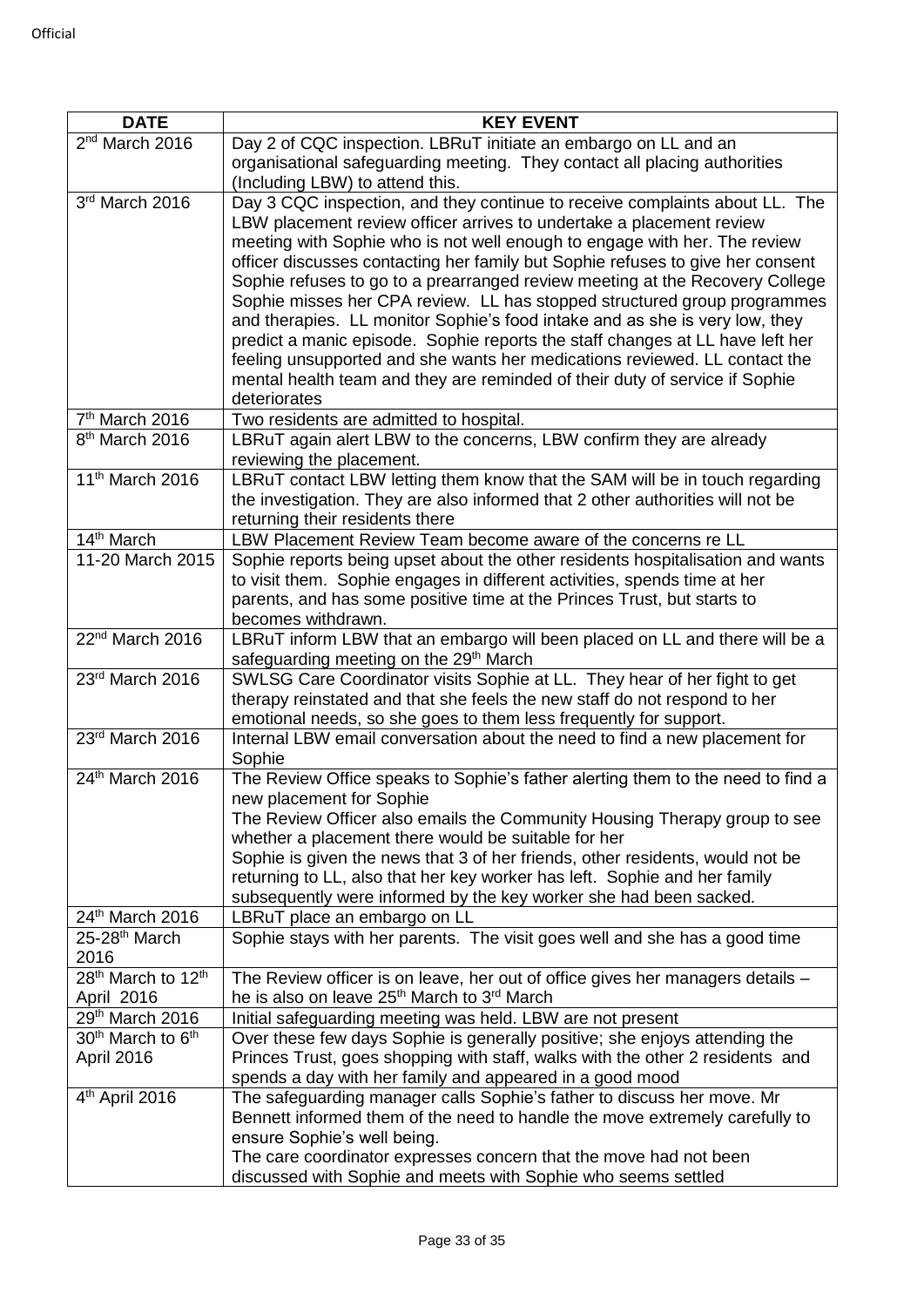| DATE | KEY EVENT |
|---|---|
| 2nd March 2016 | Day 2 of CQC inspection. LBRuT initiate an embargo on LL and an organisational safeguarding meeting. They contact all placing authorities (Including LBW) to attend this. |
| 3rd March 2016 | Day 3 CQC inspection, and they continue to receive complaints about LL. The LBW placement review officer arrives to undertake a placement review meeting with Sophie who is not well enough to engage with her. The review officer discusses contacting her family but Sophie refuses to give her consent Sophie refuses to go to a prearranged review meeting at the Recovery College Sophie misses her CPA review. LL has stopped structured group programmes and therapies. LL monitor Sophie's food intake and as she is very low, they predict a manic episode. Sophie reports the staff changes at LL have left her feeling unsupported and she wants her medications reviewed. LL contact the mental health team and they are reminded of their duty of service if Sophie deteriorates |
| 7th March 2016 | Two residents are admitted to hospital. |
| 8th March 2016 | LBRuT again alert LBW to the concerns, LBW confirm they are already reviewing the placement. |
| 11th March 2016 | LBRuT contact LBW letting them know that the SAM will be in touch regarding the investigation. They are also informed that 2 other authorities will not be returning their residents there |
| 14th March | LBW Placement Review Team become aware of the concerns re LL |
| 11-20 March 2015 | Sophie reports being upset about the other residents hospitalisation and wants to visit them. Sophie engages in different activities, spends time at her parents, and has some positive time at the Princes Trust, but starts to becomes withdrawn. |
| 22nd March 2016 | LBRuT inform LBW that an embargo will been placed on LL and there will be a safeguarding meeting on the 29th March |
| 23rd March 2016 | SWLSG Care Coordinator visits Sophie at LL. They hear of her fight to get therapy reinstated and that she feels the new staff do not respond to her emotional needs, so she goes to them less frequently for support. |
| 23rd March 2016 | Internal LBW email conversation about the need to find a new placement for Sophie |
| 24th March 2016 | The Review Office speaks to Sophie's father alerting them to the need to find a new placement for Sophie<br>The Review Officer also emails the Community Housing Therapy group to see whether a placement there would be suitable for her<br>Sophie is given the news that 3 of her friends, other residents, would not be returning to LL, also that her key worker has left. Sophie and her family subsequently were informed by the key worker she had been sacked. |
| 24th March 2016 | LBRuT place an embargo on LL |
| 25-28th March 2016 | Sophie stays with her parents. The visit goes well and she has a good time |
| 28th March to 12th April 2016 | The Review officer is on leave, her out of office gives her managers details – he is also on leave 25th March to 3rd March |
| 29th March 2016 | Initial safeguarding meeting was held. LBW are not present |
| 30th March to 6th April 2016 | Over these few days Sophie is generally positive; she enjoys attending the Princes Trust, goes shopping with staff, walks with the other 2 residents and spends a day with her family and appeared in a good mood |
| 4th April 2016 | The safeguarding manager calls Sophie's father to discuss her move. Mr Bennett informed them of the need to handle the move extremely carefully to ensure Sophie's well being.<br>The care coordinator expresses concern that the move had not been discussed with Sophie and meets with Sophie who seems settled |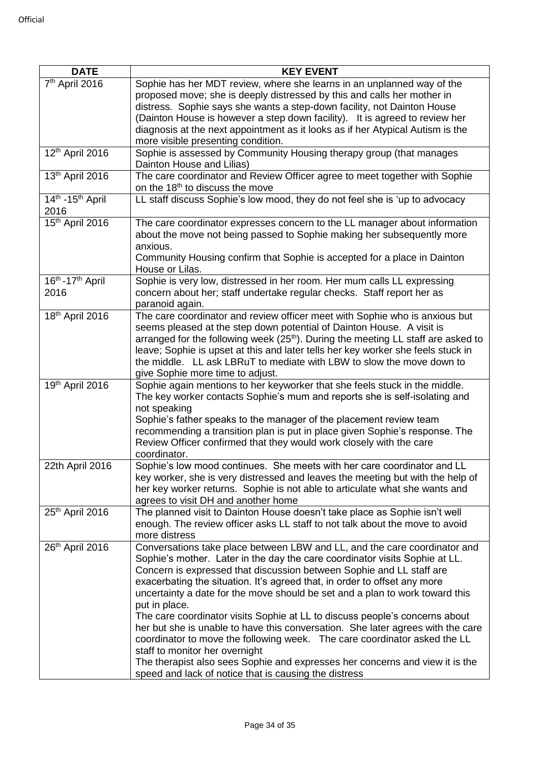| DATE | KEY EVENT |
|---|---|
| 7th April 2016 | Sophie has her MDT review, where she learns in an unplanned way of the proposed move; she is deeply distressed by this and calls her mother in distress. Sophie says she wants a step-down facility, not Dainton House (Dainton House is however a step down facility). It is agreed to review her diagnosis at the next appointment as it looks as if her Atypical Autism is the more visible presenting condition. |
| 12th April 2016 | Sophie is assessed by Community Housing therapy group (that manages Dainton House and Lilias) |
| 13th April 2016 | The care coordinator and Review Officer agree to meet together with Sophie on the 18th to discuss the move |
| 14th -15th April 2016 | LL staff discuss Sophie's low mood, they do not feel she is 'up to advocacy |
| 15th April 2016 | The care coordinator expresses concern to the LL manager about information about the move not being passed to Sophie making her subsequently more anxious.<br>Community Housing confirm that Sophie is accepted for a place in Dainton House or Lilas. |
| 16th -17th April 2016 | Sophie is very low, distressed in her room. Her mum calls LL expressing concern about her; staff undertake regular checks. Staff report her as paranoid again. |
| 18th April 2016 | The care coordinator and review officer meet with Sophie who is anxious but seems pleased at the step down potential of Dainton House. A visit is arranged for the following week (25th). During the meeting LL staff are asked to leave; Sophie is upset at this and later tells her key worker she feels stuck in the middle. LL ask LBRuT to mediate with LBW to slow the move down to give Sophie more time to adjust. |
| 19th April 2016 | Sophie again mentions to her keyworker that she feels stuck in the middle. The key worker contacts Sophie's mum and reports she is self-isolating and not speaking<br>Sophie's father speaks to the manager of the placement review team recommending a transition plan is put in place given Sophie's response. The Review Officer confirmed that they would work closely with the care coordinator. |
| 22th April 2016 | Sophie's low mood continues. She meets with her care coordinator and LL key worker, she is very distressed and leaves the meeting but with the help of her key worker returns. Sophie is not able to articulate what she wants and agrees to visit DH and another home |
| 25th April 2016 | The planned visit to Dainton House doesn't take place as Sophie isn't well enough. The review officer asks LL staff to not talk about the move to avoid more distress |
| 26th April 2016 | Conversations take place between LBW and LL, and the care coordinator and Sophie's mother. Later in the day the care coordinator visits Sophie at LL. Concern is expressed that discussion between Sophie and LL staff are exacerbating the situation. It's agreed that, in order to offset any more uncertainty a date for the move should be set and a plan to work toward this put in place.<br>The care coordinator visits Sophie at LL to discuss people's concerns about her but she is unable to have this conversation. She later agrees with the care coordinator to move the following week. The care coordinator asked the LL staff to monitor her overnight<br>The therapist also sees Sophie and expresses her concerns and view it is the speed and lack of notice that is causing the distress |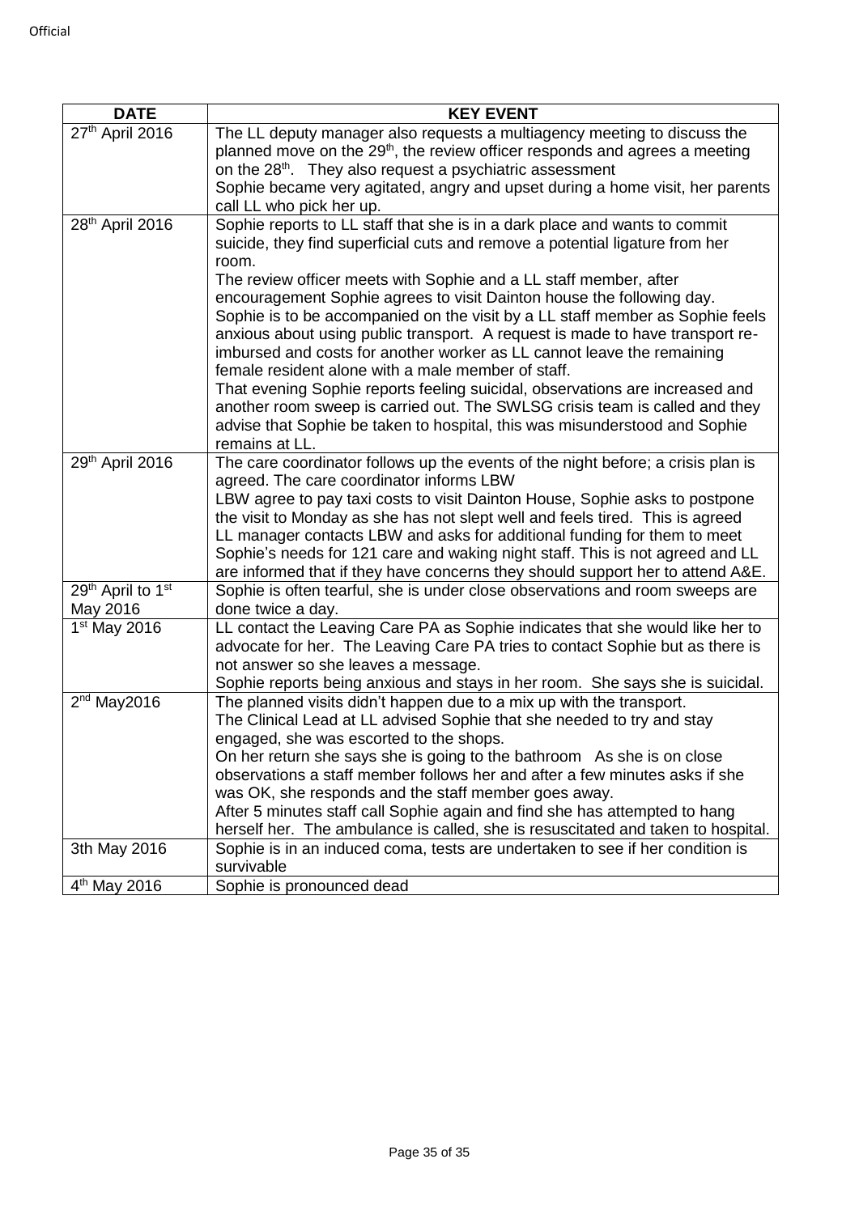| DATE | KEY EVENT |
|---|---|
| 27th April 2016 | The LL deputy manager also requests a multiagency meeting to discuss the planned move on the 29th, the review officer responds and agrees a meeting on the 28th. They also request a psychiatric assessment<br>Sophie became very agitated, angry and upset during a home visit, her parents call LL who pick her up. |
| 28th April 2016 | Sophie reports to LL staff that she is in a dark place and wants to commit suicide, they find superficial cuts and remove a potential ligature from her room.<br>The review officer meets with Sophie and a LL staff member, after encouragement Sophie agrees to visit Dainton house the following day.<br>Sophie is to be accompanied on the visit by a LL staff member as Sophie feels anxious about using public transport. A request is made to have transport re-imbursed and costs for another worker as LL cannot leave the remaining female resident alone with a male member of staff.<br>That evening Sophie reports feeling suicidal, observations are increased and another room sweep is carried out. The SWLSG crisis team is called and they advise that Sophie be taken to hospital, this was misunderstood and Sophie remains at LL. |
| 29th April 2016 | The care coordinator follows up the events of the night before; a crisis plan is agreed. The care coordinator informs LBW<br>LBW agree to pay taxi costs to visit Dainton House, Sophie asks to postpone the visit to Monday as she has not slept well and feels tired. This is agreed<br>LL manager contacts LBW and asks for additional funding for them to meet Sophie's needs for 121 care and waking night staff. This is not agreed and LL are informed that if they have concerns they should support her to attend A&E. |
| 29th April to 1st May 2016 | Sophie is often tearful, she is under close observations and room sweeps are done twice a day. |
| 1st May 2016 | LL contact the Leaving Care PA as Sophie indicates that she would like her to advocate for her. The Leaving Care PA tries to contact Sophie but as there is not answer so she leaves a message.<br>Sophie reports being anxious and stays in her room. She says she is suicidal. |
| 2nd May2016 | The planned visits didn't happen due to a mix up with the transport.<br>The Clinical Lead at LL advised Sophie that she needed to try and stay engaged, she was escorted to the shops.<br>On her return she says she is going to the bathroom As she is on close observations a staff member follows her and after a few minutes asks if she was OK, she responds and the staff member goes away.<br>After 5 minutes staff call Sophie again and find she has attempted to hang herself her. The ambulance is called, she is resuscitated and taken to hospital. |
| 3th May 2016 | Sophie is in an induced coma, tests are undertaken to see if her condition is survivable |
| 4th May 2016 | Sophie is pronounced dead |